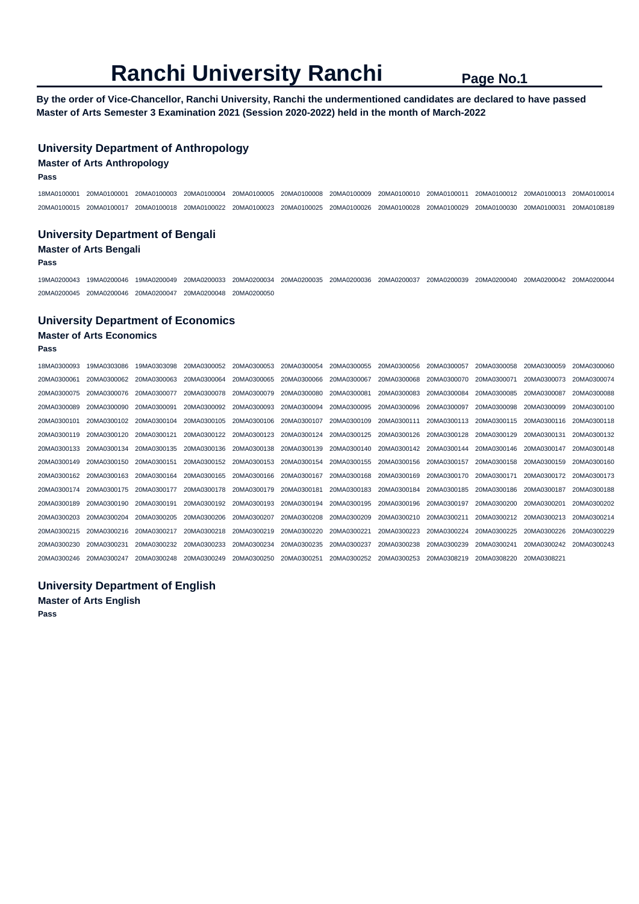# Ranchi University Ranchi

**By the order of Vice-Chancellor, Ranchi University, Ranchi the undermentioned candidates are declared to have passed Master of Arts Semester 3 Examination 2021 (Session 2020-2022) held in the month of March-2022**

## University Department of Anthropology

### Master of Arts Anthropology

**Pass**

18MA0100001 20MA0100001 20MA0100003 20MA0100004 20MA0100005 20MA0100008 20MA0100009 20MA0100010 20MA0100011 20MA0100012 20MA0100013 20MA0100014
20MA0100015 20MA0100017 20MA0100018 20MA0100022 20MA0100023 20MA0100025 20MA0100026 20MA0100028 20MA0100029 20MA0100030 20MA0100031 20MA0108189

## University Department of Bengali

### Master of Arts Bengali

**Pass**

19MA0200043 19MA0200046 19MA0200049 20MA0200033 20MA0200034 20MA0200035 20MA0200036 20MA0200037 20MA0200039 20MA0200040 20MA0200042 20MA0200044
20MA0200045 20MA0200046 20MA0200047 20MA0200048 20MA0200050

## University Department of Economics

### Master of Arts Economics

**Pass**

18MA0300093 19MA0303086 19MA0303098 20MA0300052 20MA0300053 20MA0300054 20MA0300055 20MA0300056 20MA0300057 20MA0300058 20MA0300059 20MA0300060
20MA0300061 20MA0300062 20MA0300063 20MA0300064 20MA0300065 20MA0300066 20MA0300067 20MA0300068 20MA0300070 20MA0300071 20MA0300073 20MA0300074
20MA0300075 20MA0300076 20MA0300077 20MA0300078 20MA0300079 20MA0300080 20MA0300081 20MA0300083 20MA0300084 20MA0300085 20MA0300087 20MA0300088
20MA0300089 20MA0300090 20MA0300091 20MA0300092 20MA0300093 20MA0300094 20MA0300095 20MA0300096 20MA0300097 20MA0300098 20MA0300099 20MA0300100
20MA0300101 20MA0300102 20MA0300104 20MA0300105 20MA0300106 20MA0300107 20MA0300109 20MA0300111 20MA0300113 20MA0300115 20MA0300116 20MA0300118
20MA0300119 20MA0300120 20MA0300121 20MA0300122 20MA0300123 20MA0300124 20MA0300125 20MA0300126 20MA0300128 20MA0300129 20MA0300131 20MA0300132
20MA0300133 20MA0300134 20MA0300135 20MA0300136 20MA0300138 20MA0300139 20MA0300140 20MA0300142 20MA0300144 20MA0300146 20MA0300147 20MA0300148
20MA0300149 20MA0300150 20MA0300151 20MA0300152 20MA0300153 20MA0300154 20MA0300155 20MA0300156 20MA0300157 20MA0300158 20MA0300159 20MA0300160
20MA0300162 20MA0300163 20MA0300164 20MA0300165 20MA0300166 20MA0300167 20MA0300168 20MA0300169 20MA0300170 20MA0300171 20MA0300172 20MA0300173
20MA0300174 20MA0300175 20MA0300177 20MA0300178 20MA0300179 20MA0300181 20MA0300183 20MA0300184 20MA0300185 20MA0300186 20MA0300187 20MA0300188
20MA0300189 20MA0300190 20MA0300191 20MA0300192 20MA0300193 20MA0300194 20MA0300195 20MA0300196 20MA0300197 20MA0300200 20MA0300201 20MA0300202
20MA0300203 20MA0300204 20MA0300205 20MA0300206 20MA0300207 20MA0300208 20MA0300209 20MA0300210 20MA0300211 20MA0300212 20MA0300213 20MA0300214
20MA0300215 20MA0300216 20MA0300217 20MA0300218 20MA0300219 20MA0300220 20MA0300221 20MA0300223 20MA0300224 20MA0300225 20MA0300226 20MA0300229
20MA0300230 20MA0300231 20MA0300232 20MA0300233 20MA0300234 20MA0300235 20MA0300237 20MA0300238 20MA0300239 20MA0300241 20MA0300242 20MA0300243
20MA0300246 20MA0300247 20MA0300248 20MA0300249 20MA0300250 20MA0300251 20MA0300252 20MA0300253 20MA0308219 20MA0308220 20MA0308221

## University Department of English

### Master of Arts English

**Pass**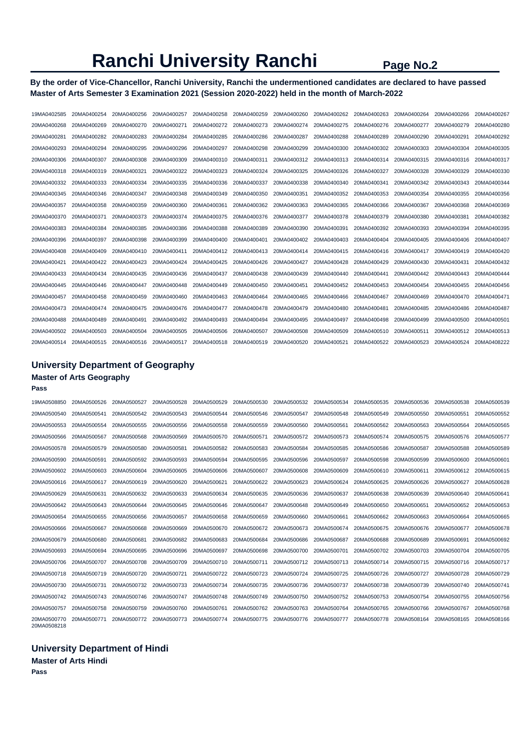# Ranchi University Ranchi

**By the order of Vice-Chancellor, Ranchi University, Ranchi the undermentioned candidates are declared to have passed Master of Arts Semester 3 Examination 2021 (Session 2020-2022) held in the month of March-2022**

19MA0402585 20MA0400254 20MA0400256 20MA0400257 20MA0400258 20MA0400259 20MA0400260 20MA0400262 20MA0400263 20MA0400264 20MA0400266 20MA0400267
20MA0400268 20MA0400269 20MA0400270 20MA0400271 20MA0400272 20MA0400273 20MA0400274 20MA0400275 20MA0400276 20MA0400277 20MA0400279 20MA0400280
20MA0400281 20MA0400282 20MA0400283 20MA0400284 20MA0400285 20MA0400286 20MA0400287 20MA0400288 20MA0400289 20MA0400290 20MA0400291 20MA0400292
20MA0400293 20MA0400294 20MA0400295 20MA0400296 20MA0400297 20MA0400298 20MA0400299 20MA0400300 20MA0400302 20MA0400303 20MA0400304 20MA0400305
20MA0400306 20MA0400307 20MA0400308 20MA0400309 20MA0400310 20MA0400311 20MA0400312 20MA0400313 20MA0400314 20MA0400315 20MA0400316 20MA0400317
20MA0400318 20MA0400319 20MA0400321 20MA0400322 20MA0400323 20MA0400324 20MA0400325 20MA0400326 20MA0400327 20MA0400328 20MA0400329 20MA0400330
20MA0400332 20MA0400333 20MA0400334 20MA0400335 20MA0400336 20MA0400337 20MA0400338 20MA0400340 20MA0400341 20MA0400342 20MA0400343 20MA0400344
20MA0400345 20MA0400346 20MA0400347 20MA0400348 20MA0400349 20MA0400350 20MA0400351 20MA0400352 20MA0400353 20MA0400354 20MA0400355 20MA0400356
20MA0400357 20MA0400358 20MA0400359 20MA0400360 20MA0400361 20MA0400362 20MA0400363 20MA0400365 20MA0400366 20MA0400367 20MA0400368 20MA0400369
20MA0400370 20MA0400371 20MA0400373 20MA0400374 20MA0400375 20MA0400376 20MA0400377 20MA0400378 20MA0400379 20MA0400380 20MA0400381 20MA0400382
20MA0400383 20MA0400384 20MA0400385 20MA0400386 20MA0400388 20MA0400389 20MA0400390 20MA0400391 20MA0400392 20MA0400393 20MA0400394 20MA0400395
20MA0400396 20MA0400397 20MA0400398 20MA0400399 20MA0400400 20MA0400401 20MA0400402 20MA0400403 20MA0400404 20MA0400405 20MA0400406 20MA0400407
20MA0400408 20MA0400409 20MA0400410 20MA0400411 20MA0400412 20MA0400413 20MA0400414 20MA0400415 20MA0400416 20MA0400417 20MA0400419 20MA0400420
20MA0400421 20MA0400422 20MA0400423 20MA0400424 20MA0400425 20MA0400426 20MA0400427 20MA0400428 20MA0400429 20MA0400430 20MA0400431 20MA0400432
20MA0400433 20MA0400434 20MA0400435 20MA0400436 20MA0400437 20MA0400438 20MA0400439 20MA0400440 20MA0400441 20MA0400442 20MA0400443 20MA0400444
20MA0400445 20MA0400446 20MA0400447 20MA0400448 20MA0400449 20MA0400450 20MA0400451 20MA0400452 20MA0400453 20MA0400454 20MA0400455 20MA0400456
20MA0400457 20MA0400458 20MA0400459 20MA0400460 20MA0400463 20MA0400464 20MA0400465 20MA0400466 20MA0400467 20MA0400469 20MA0400470 20MA0400471
20MA0400473 20MA0400474 20MA0400475 20MA0400476 20MA0400477 20MA0400478 20MA0400479 20MA0400480 20MA0400481 20MA0400485 20MA0400486 20MA0400487
20MA0400488 20MA0400489 20MA0400491 20MA0400492 20MA0400493 20MA0400494 20MA0400495 20MA0400497 20MA0400498 20MA0400499 20MA0400500 20MA0400501
20MA0400502 20MA0400503 20MA0400504 20MA0400505 20MA0400506 20MA0400507 20MA0400508 20MA0400509 20MA0400510 20MA0400511 20MA0400512 20MA0400513
20MA0400514 20MA0400515 20MA0400516 20MA0400517 20MA0400518 20MA0400519 20MA0400520 20MA0400521 20MA0400522 20MA0400523 20MA0400524 20MA0408222

## University Department of Geography

### Master of Arts Geography

**Pass**

19MA0508850 20MA0500526 20MA0500527 20MA0500528 20MA0500529 20MA0500530 20MA0500532 20MA0500534 20MA0500535 20MA0500536 20MA0500538 20MA0500539
20MA0500540 20MA0500541 20MA0500542 20MA0500543 20MA0500544 20MA0500546 20MA0500547 20MA0500548 20MA0500549 20MA0500550 20MA0500551 20MA0500552
20MA0500553 20MA0500554 20MA0500555 20MA0500556 20MA0500558 20MA0500559 20MA0500560 20MA0500561 20MA0500562 20MA0500563 20MA0500564 20MA0500565
20MA0500566 20MA0500567 20MA0500568 20MA0500569 20MA0500570 20MA0500571 20MA0500572 20MA0500573 20MA0500574 20MA0500575 20MA0500576 20MA0500577
20MA0500578 20MA0500579 20MA0500580 20MA0500581 20MA0500582 20MA0500583 20MA0500584 20MA0500585 20MA0500586 20MA0500587 20MA0500588 20MA0500589
20MA0500590 20MA0500591 20MA0500592 20MA0500593 20MA0500594 20MA0500595 20MA0500596 20MA0500597 20MA0500598 20MA0500599 20MA0500600 20MA0500601
20MA0500602 20MA0500603 20MA0500604 20MA0500605 20MA0500606 20MA0500607 20MA0500608 20MA0500609 20MA0500610 20MA0500611 20MA0500612 20MA0500615
20MA0500616 20MA0500617 20MA0500619 20MA0500620 20MA0500621 20MA0500622 20MA0500623 20MA0500624 20MA0500625 20MA0500626 20MA0500627 20MA0500628
20MA0500629 20MA0500631 20MA0500632 20MA0500633 20MA0500634 20MA0500635 20MA0500636 20MA0500637 20MA0500638 20MA0500639 20MA0500640 20MA0500641
20MA0500642 20MA0500643 20MA0500644 20MA0500645 20MA0500646 20MA0500647 20MA0500648 20MA0500649 20MA0500650 20MA0500651 20MA0500652 20MA0500653
20MA0500654 20MA0500655 20MA0500656 20MA0500657 20MA0500658 20MA0500659 20MA0500660 20MA0500661 20MA0500662 20MA0500663 20MA0500664 20MA0500665
20MA0500666 20MA0500667 20MA0500668 20MA0500669 20MA0500670 20MA0500672 20MA0500673 20MA0500674 20MA0500675 20MA0500676 20MA0500677 20MA0500678
20MA0500679 20MA0500680 20MA0500681 20MA0500682 20MA0500683 20MA0500684 20MA0500686 20MA0500687 20MA0500688 20MA0500689 20MA0500691 20MA0500692
20MA0500693 20MA0500694 20MA0500695 20MA0500696 20MA0500697 20MA0500698 20MA0500700 20MA0500701 20MA0500702 20MA0500703 20MA0500704 20MA0500705
20MA0500706 20MA0500707 20MA0500708 20MA0500709 20MA0500710 20MA0500711 20MA0500712 20MA0500713 20MA0500714 20MA0500715 20MA0500716 20MA0500717
20MA0500718 20MA0500719 20MA0500720 20MA0500721 20MA0500722 20MA0500723 20MA0500724 20MA0500725 20MA0500726 20MA0500727 20MA0500728 20MA0500729
20MA0500730 20MA0500731 20MA0500732 20MA0500733 20MA0500734 20MA0500735 20MA0500736 20MA0500737 20MA0500738 20MA0500739 20MA0500740 20MA0500741
20MA0500742 20MA0500743 20MA0500746 20MA0500747 20MA0500748 20MA0500749 20MA0500750 20MA0500752 20MA0500753 20MA0500754 20MA0500755 20MA0500756
20MA0500757 20MA0500758 20MA0500759 20MA0500760 20MA0500761 20MA0500762 20MA0500763 20MA0500764 20MA0500765 20MA0500766 20MA0500767 20MA0500768
20MA0500770 20MA0500771 20MA0500772 20MA0500773 20MA0500774 20MA0500775 20MA0500776 20MA0500777 20MA0500778 20MA0508164 20MA0508165 20MA0508166
20MA0508218

## University Department of Hindi

### Master of Arts Hindi

**Pass**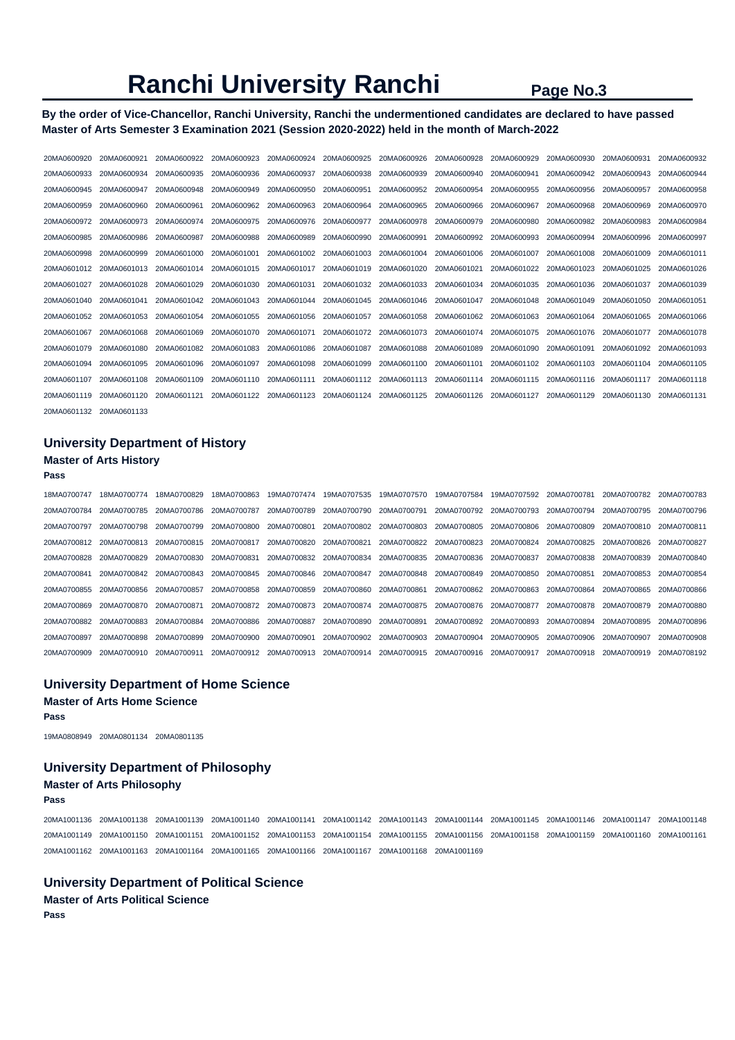# Ranchi University Ranchi

**By the order of Vice-Chancellor, Ranchi University, Ranchi the undermentioned candidates are declared to have passed Master of Arts Semester 3 Examination 2021 (Session 2020-2022) held in the month of March-2022**

20MA0600920 20MA0600921 20MA0600922 20MA0600923 20MA0600924 20MA0600925 20MA0600926 20MA0600928 20MA0600929 20MA0600930 20MA0600931 20MA0600932
20MA0600933 20MA0600934 20MA0600935 20MA0600936 20MA0600937 20MA0600938 20MA0600939 20MA0600940 20MA0600941 20MA0600942 20MA0600943 20MA0600944
20MA0600945 20MA0600947 20MA0600948 20MA0600949 20MA0600950 20MA0600951 20MA0600952 20MA0600954 20MA0600955 20MA0600956 20MA0600957 20MA0600958
20MA0600959 20MA0600960 20MA0600961 20MA0600962 20MA0600963 20MA0600964 20MA0600965 20MA0600966 20MA0600967 20MA0600968 20MA0600969 20MA0600970
20MA0600972 20MA0600973 20MA0600974 20MA0600975 20MA0600976 20MA0600977 20MA0600978 20MA0600979 20MA0600980 20MA0600982 20MA0600983 20MA0600984
20MA0600985 20MA0600986 20MA0600987 20MA0600988 20MA0600989 20MA0600990 20MA0600991 20MA0600992 20MA0600993 20MA0600994 20MA0600996 20MA0600997
20MA0600998 20MA0600999 20MA0601000 20MA0601001 20MA0601002 20MA0601003 20MA0601004 20MA0601006 20MA0601007 20MA0601008 20MA0601009 20MA0601011
20MA0601012 20MA0601013 20MA0601014 20MA0601015 20MA0601017 20MA0601019 20MA0601020 20MA0601021 20MA0601022 20MA0601023 20MA0601025 20MA0601026
20MA0601027 20MA0601028 20MA0601029 20MA0601030 20MA0601031 20MA0601032 20MA0601033 20MA0601034 20MA0601035 20MA0601036 20MA0601037 20MA0601039
20MA0601040 20MA0601041 20MA0601042 20MA0601043 20MA0601044 20MA0601045 20MA0601046 20MA0601047 20MA0601048 20MA0601049 20MA0601050 20MA0601051
20MA0601052 20MA0601053 20MA0601054 20MA0601055 20MA0601056 20MA0601057 20MA0601058 20MA0601062 20MA0601063 20MA0601064 20MA0601065 20MA0601066
20MA0601067 20MA0601068 20MA0601069 20MA0601070 20MA0601071 20MA0601072 20MA0601073 20MA0601074 20MA0601075 20MA0601076 20MA0601077 20MA0601078
20MA0601079 20MA0601080 20MA0601082 20MA0601083 20MA0601086 20MA0601087 20MA0601088 20MA0601089 20MA0601090 20MA0601091 20MA0601092 20MA0601093
20MA0601094 20MA0601095 20MA0601096 20MA0601097 20MA0601098 20MA0601099 20MA0601100 20MA0601101 20MA0601102 20MA0601103 20MA0601104 20MA0601105
20MA0601107 20MA0601108 20MA0601109 20MA0601110 20MA0601111 20MA0601112 20MA0601113 20MA0601114 20MA0601115 20MA0601116 20MA0601117 20MA0601118
20MA0601119 20MA0601120 20MA0601121 20MA0601122 20MA0601123 20MA0601124 20MA0601125 20MA0601126 20MA0601127 20MA0601129 20MA0601130 20MA0601131
20MA0601132 20MA0601133

## University Department of History

### Master of Arts History

**Pass**

18MA0700747 18MA0700774 18MA0700829 18MA0700863 19MA0707474 19MA0707535 19MA0707570 19MA0707584 19MA0707592 20MA0700781 20MA0700782 20MA0700783
20MA0700784 20MA0700785 20MA0700786 20MA0700787 20MA0700789 20MA0700790 20MA0700791 20MA0700792 20MA0700793 20MA0700794 20MA0700795 20MA0700796
20MA0700797 20MA0700798 20MA0700799 20MA0700800 20MA0700801 20MA0700802 20MA0700803 20MA0700805 20MA0700806 20MA0700809 20MA0700810 20MA0700811
20MA0700812 20MA0700813 20MA0700815 20MA0700817 20MA0700820 20MA0700821 20MA0700822 20MA0700823 20MA0700824 20MA0700825 20MA0700826 20MA0700827
20MA0700828 20MA0700829 20MA0700830 20MA0700831 20MA0700832 20MA0700834 20MA0700835 20MA0700836 20MA0700837 20MA0700838 20MA0700839 20MA0700840
20MA0700841 20MA0700842 20MA0700843 20MA0700845 20MA0700846 20MA0700847 20MA0700848 20MA0700849 20MA0700850 20MA0700851 20MA0700853 20MA0700854
20MA0700855 20MA0700856 20MA0700857 20MA0700858 20MA0700859 20MA0700860 20MA0700861 20MA0700862 20MA0700863 20MA0700864 20MA0700865 20MA0700866
20MA0700869 20MA0700870 20MA0700871 20MA0700872 20MA0700873 20MA0700874 20MA0700875 20MA0700876 20MA0700877 20MA0700878 20MA0700879 20MA0700880
20MA0700882 20MA0700883 20MA0700884 20MA0700886 20MA0700887 20MA0700890 20MA0700891 20MA0700892 20MA0700893 20MA0700894 20MA0700895 20MA0700896
20MA0700897 20MA0700898 20MA0700899 20MA0700900 20MA0700901 20MA0700902 20MA0700903 20MA0700904 20MA0700905 20MA0700906 20MA0700907 20MA0700908
20MA0700909 20MA0700910 20MA0700911 20MA0700912 20MA0700913 20MA0700914 20MA0700915 20MA0700916 20MA0700917 20MA0700918 20MA0700919 20MA0708192

## University Department of Home Science

### Master of Arts Home Science

**Pass**

19MA0808949 20MA0801134 20MA0801135

## University Department of Philosophy

### Master of Arts Philosophy

**Pass**

20MA1001136 20MA1001138 20MA1001139 20MA1001140 20MA1001141 20MA1001142 20MA1001143 20MA1001144 20MA1001145 20MA1001146 20MA1001147 20MA1001148
20MA1001149 20MA1001150 20MA1001151 20MA1001152 20MA1001153 20MA1001154 20MA1001155 20MA1001156 20MA1001158 20MA1001159 20MA1001160 20MA1001161
20MA1001162 20MA1001163 20MA1001164 20MA1001165 20MA1001166 20MA1001167 20MA1001168 20MA1001169

## University Department of Political Science

### Master of Arts Political Science

**Pass**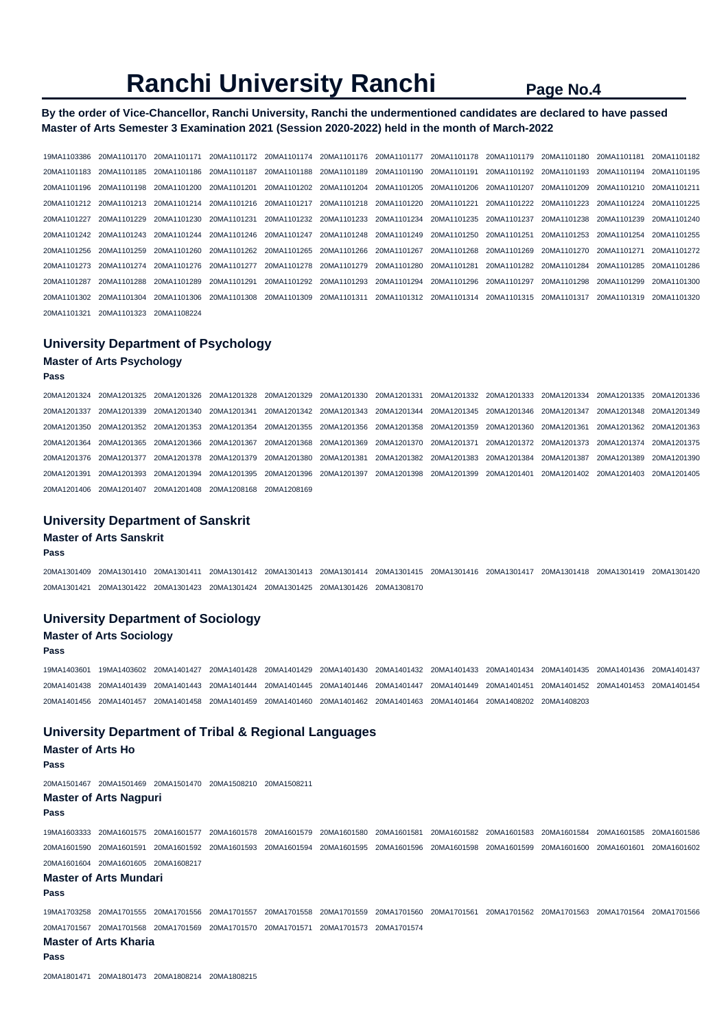# Ranchi University Ranchi

**By the order of Vice-Chancellor, Ranchi University, Ranchi the undermentioned candidates are declared to have passed Master of Arts Semester 3 Examination 2021 (Session 2020-2022) held in the month of March-2022**

19MA1103386 20MA1101170 20MA1101171 20MA1101172 20MA1101174 20MA1101176 20MA1101177 20MA1101178 20MA1101179 20MA1101180 20MA1101181 20MA1101182 20MA1101183 20MA1101185 20MA1101186 20MA1101187 20MA1101188 20MA1101189 20MA1101190 20MA1101191 20MA1101192 20MA1101193 20MA1101194 20MA1101195 20MA1101196 20MA1101198 20MA1101200 20MA1101201 20MA1101202 20MA1101204 20MA1101205 20MA1101206 20MA1101207 20MA1101209 20MA1101210 20MA1101211 20MA1101212 20MA1101213 20MA1101214 20MA1101216 20MA1101217 20MA1101218 20MA1101220 20MA1101221 20MA1101222 20MA1101223 20MA1101224 20MA1101225 20MA1101227 20MA1101229 20MA1101230 20MA1101231 20MA1101232 20MA1101233 20MA1101234 20MA1101235 20MA1101237 20MA1101238 20MA1101239 20MA1101240 20MA1101242 20MA1101243 20MA1101244 20MA1101246 20MA1101247 20MA1101248 20MA1101249 20MA1101250 20MA1101251 20MA1101253 20MA1101254 20MA1101255 20MA1101256 20MA1101259 20MA1101260 20MA1101262 20MA1101265 20MA1101266 20MA1101267 20MA1101268 20MA1101269 20MA1101270 20MA1101271 20MA1101272 20MA1101273 20MA1101274 20MA1101276 20MA1101277 20MA1101278 20MA1101279 20MA1101280 20MA1101281 20MA1101282 20MA1101284 20MA1101285 20MA1101286 20MA1101287 20MA1101288 20MA1101289 20MA1101291 20MA1101292 20MA1101293 20MA1101294 20MA1101296 20MA1101297 20MA1101298 20MA1101299 20MA1101300 20MA1101302 20MA1101304 20MA1101306 20MA1101308 20MA1101309 20MA1101311 20MA1101312 20MA1101314 20MA1101315 20MA1101317 20MA1101319 20MA1101320 20MA1101321 20MA1101323 20MA1108224

## University Department of Psychology

### Master of Arts Psychology

**Pass**

20MA1201324 20MA1201325 20MA1201326 20MA1201328 20MA1201329 20MA1201330 20MA1201331 20MA1201332 20MA1201333 20MA1201334 20MA1201335 20MA1201336 20MA1201337 20MA1201339 20MA1201340 20MA1201341 20MA1201342 20MA1201343 20MA1201344 20MA1201345 20MA1201346 20MA1201347 20MA1201348 20MA1201349 20MA1201350 20MA1201352 20MA1201353 20MA1201354 20MA1201355 20MA1201356 20MA1201358 20MA1201359 20MA1201360 20MA1201361 20MA1201362 20MA1201363 20MA1201364 20MA1201365 20MA1201366 20MA1201367 20MA1201368 20MA1201369 20MA1201370 20MA1201371 20MA1201372 20MA1201373 20MA1201374 20MA1201375 20MA1201376 20MA1201377 20MA1201378 20MA1201379 20MA1201380 20MA1201381 20MA1201382 20MA1201383 20MA1201384 20MA1201387 20MA1201389 20MA1201390 20MA1201391 20MA1201393 20MA1201394 20MA1201395 20MA1201396 20MA1201397 20MA1201398 20MA1201399 20MA1201401 20MA1201402 20MA1201403 20MA1201405 20MA1201406 20MA1201407 20MA1201408 20MA1208168 20MA1208169

## University Department of Sanskrit

### Master of Arts Sanskrit

**Pass**

20MA1301409 20MA1301410 20MA1301411 20MA1301412 20MA1301413 20MA1301414 20MA1301415 20MA1301416 20MA1301417 20MA1301418 20MA1301419 20MA1301420 20MA1301421 20MA1301422 20MA1301423 20MA1301424 20MA1301425 20MA1301426 20MA1308170

## University Department of Sociology

### Master of Arts Sociology

**Pass**

19MA1403601 19MA1403602 20MA1401427 20MA1401428 20MA1401429 20MA1401430 20MA1401432 20MA1401433 20MA1401434 20MA1401435 20MA1401436 20MA1401437 20MA1401438 20MA1401439 20MA1401443 20MA1401444 20MA1401445 20MA1401446 20MA1401447 20MA1401449 20MA1401451 20MA1401452 20MA1401453 20MA1401454 20MA1401456 20MA1401457 20MA1401458 20MA1401459 20MA1401460 20MA1401462 20MA1401463 20MA1401464 20MA1408202 20MA1408203

## University Department of Tribal & Regional Languages

### Master of Arts Ho

**Pass**

20MA1501467 20MA1501469 20MA1501470 20MA1508210 20MA1508211

### Master of Arts Nagpuri

**Pass**

19MA1603333 20MA1601575 20MA1601577 20MA1601578 20MA1601579 20MA1601580 20MA1601581 20MA1601582 20MA1601583 20MA1601584 20MA1601585 20MA1601586 20MA1601590 20MA1601591 20MA1601592 20MA1601593 20MA1601594 20MA1601595 20MA1601596 20MA1601598 20MA1601599 20MA1601600 20MA1601601 20MA1601602 20MA1601604 20MA1601605 20MA1608217

### Master of Arts Mundari

**Pass**

19MA1703258 20MA1701555 20MA1701556 20MA1701557 20MA1701558 20MA1701559 20MA1701560 20MA1701561 20MA1701562 20MA1701563 20MA1701564 20MA1701566 20MA1701567 20MA1701568 20MA1701569 20MA1701570 20MA1701571 20MA1701573 20MA1701574

### Master of Arts Kharia

**Pass**

20MA1801471 20MA1801473 20MA1808214 20MA1808215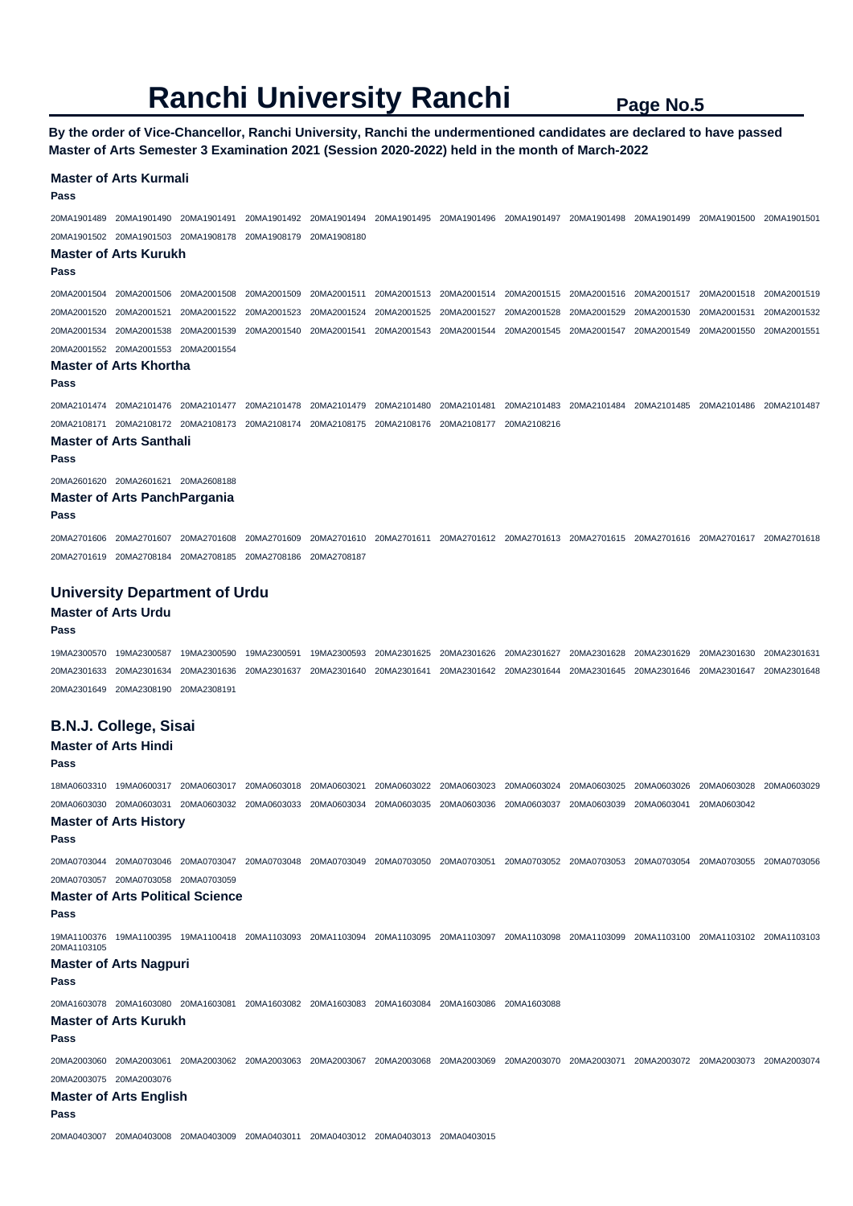# Ranchi University Ranchi

**By the order of Vice-Chancellor, Ranchi University, Ranchi the undermentioned candidates are declared to have passed Master of Arts Semester 3 Examination 2021 (Session 2020-2022) held in the month of March-2022**

### Master of Arts Kurmali

**Pass**

20MA1901489 20MA1901490 20MA1901491 20MA1901492 20MA1901494 20MA1901495 20MA1901496 20MA1901497 20MA1901498 20MA1901499 20MA1901500 20MA1901501 20MA1901502 20MA1901503 20MA1908178 20MA1908179 20MA1908180

### Master of Arts Kurukh

**Pass**

20MA2001504 20MA2001506 20MA2001508 20MA2001509 20MA2001511 20MA2001513 20MA2001514 20MA2001515 20MA2001516 20MA2001517 20MA2001518 20MA2001519 20MA2001520 20MA2001521 20MA2001522 20MA2001523 20MA2001524 20MA2001525 20MA2001527 20MA2001528 20MA2001529 20MA2001530 20MA2001531 20MA2001532 20MA2001534 20MA2001538 20MA2001539 20MA2001540 20MA2001541 20MA2001543 20MA2001544 20MA2001545 20MA2001547 20MA2001549 20MA2001550 20MA2001551 20MA2001552 20MA2001553 20MA2001554

### Master of Arts Khortha

**Pass**

20MA2101474 20MA2101476 20MA2101477 20MA2101478 20MA2101479 20MA2101480 20MA2101481 20MA2101483 20MA2101484 20MA2101485 20MA2101486 20MA2101487 20MA2108171 20MA2108172 20MA2108173 20MA2108174 20MA2108175 20MA2108176 20MA2108177 20MA2108216

### Master of Arts Santhali

**Pass**

20MA2601620 20MA2601621 20MA2608188

### Master of Arts PanchPargania

**Pass**

20MA2701606 20MA2701607 20MA2701608 20MA2701609 20MA2701610 20MA2701611 20MA2701612 20MA2701613 20MA2701615 20MA2701616 20MA2701617 20MA2701618 20MA2701619 20MA2708184 20MA2708185 20MA2708186 20MA2708187

## University Department of Urdu

### Master of Arts Urdu

**Pass**

19MA2300570 19MA2300587 19MA2300590 19MA2300591 19MA2300593 20MA2301625 20MA2301626 20MA2301627 20MA2301628 20MA2301629 20MA2301630 20MA2301631 20MA2301633 20MA2301634 20MA2301636 20MA2301637 20MA2301640 20MA2301641 20MA2301642 20MA2301644 20MA2301645 20MA2301646 20MA2301647 20MA2301648 20MA2301649 20MA2308190 20MA2308191

## B.N.J. College, Sisai

### Master of Arts Hindi

**Pass**

18MA0603310 19MA0600317 20MA0603017 20MA0603018 20MA0603021 20MA0603022 20MA0603023 20MA0603024 20MA0603025 20MA0603026 20MA0603028 20MA0603029 20MA0603030 20MA0603031 20MA0603032 20MA0603033 20MA0603034 20MA0603035 20MA0603036 20MA0603037 20MA0603039 20MA0603041 20MA0603042

### Master of Arts History

**Pass**

20MA0703044 20MA0703046 20MA0703047 20MA0703048 20MA0703049 20MA0703050 20MA0703051 20MA0703052 20MA0703053 20MA0703054 20MA0703055 20MA0703056 20MA0703057 20MA0703058 20MA0703059

### Master of Arts Political Science

**Pass**

19MA1100376 19MA1100395 19MA1100418 20MA1103093 20MA1103094 20MA1103095 20MA1103097 20MA1103098 20MA1103099 20MA1103100 20MA1103102 20MA1103103 20MA1103105

### Master of Arts Nagpuri

**Pass**

20MA1603078 20MA1603080 20MA1603081 20MA1603082 20MA1603083 20MA1603084 20MA1603086 20MA1603088

### Master of Arts Kurukh

**Pass**

20MA2003060 20MA2003061 20MA2003062 20MA2003063 20MA2003067 20MA2003068 20MA2003069 20MA2003070 20MA2003071 20MA2003072 20MA2003073 20MA2003074 20MA2003075 20MA2003076

### Master of Arts English

**Pass**

20MA0403007 20MA0403008 20MA0403009 20MA0403011 20MA0403012 20MA0403013 20MA0403015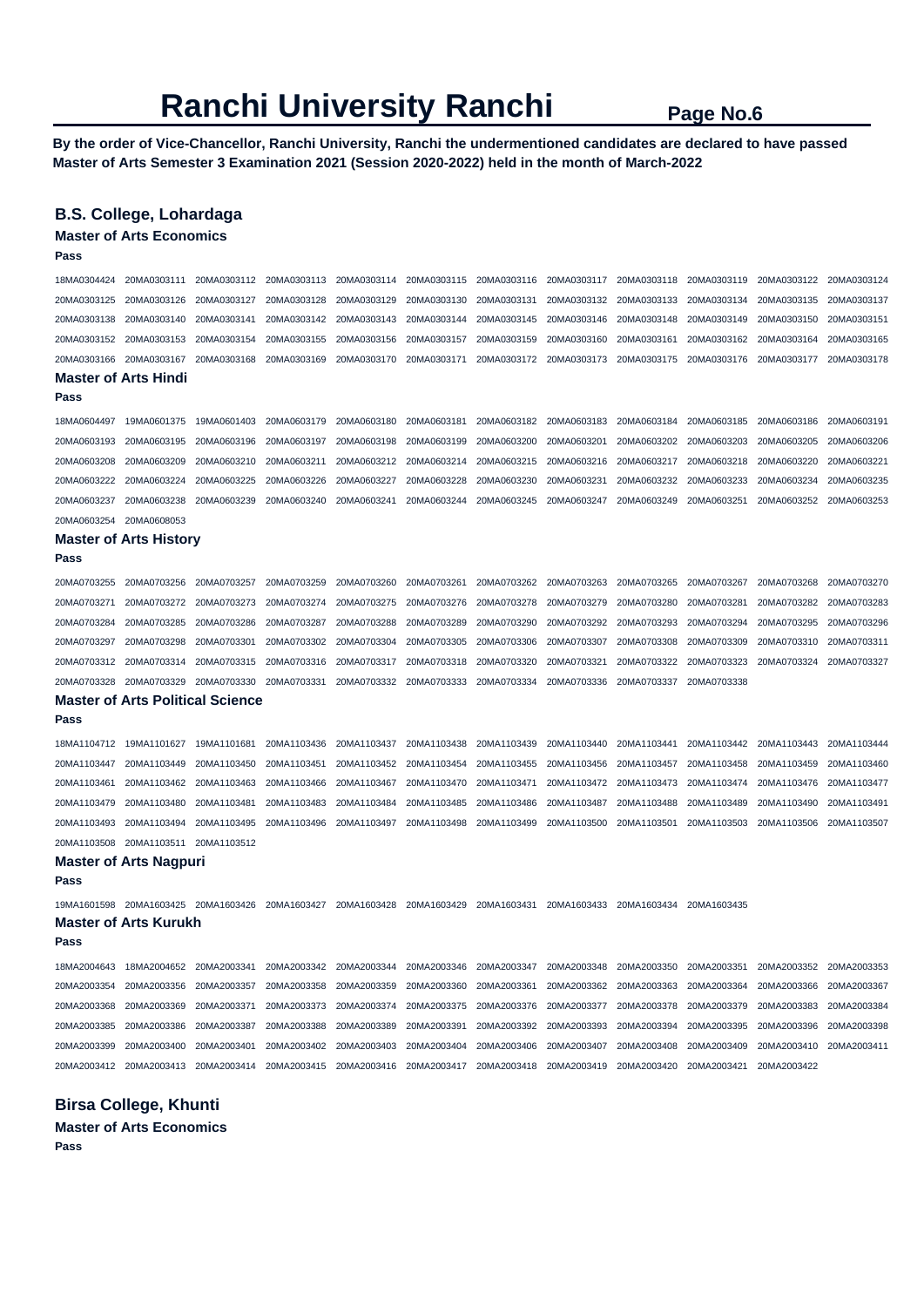# Ranchi University Ranchi

**By the order of Vice-Chancellor, Ranchi University, Ranchi the undermentioned candidates are declared to have passed Master of Arts Semester 3 Examination 2021 (Session 2020-2022) held in the month of March-2022**

## B.S. College, Lohardaga

### Master of Arts Economics

**Pass**

18MA0304424 20MA0303111 20MA0303112 20MA0303113 20MA0303114 20MA0303115 20MA0303116 20MA0303117 20MA0303118 20MA0303119 20MA0303122 20MA0303124 20MA0303125 20MA0303126 20MA0303127 20MA0303128 20MA0303129 20MA0303130 20MA0303131 20MA0303132 20MA0303133 20MA0303134 20MA0303135 20MA0303137 20MA0303138 20MA0303140 20MA0303141 20MA0303142 20MA0303143 20MA0303144 20MA0303145 20MA0303146 20MA0303148 20MA0303149 20MA0303150 20MA0303151 20MA0303152 20MA0303153 20MA0303154 20MA0303155 20MA0303156 20MA0303157 20MA0303159 20MA0303160 20MA0303161 20MA0303162 20MA0303164 20MA0303165 20MA0303166 20MA0303167 20MA0303168 20MA0303169 20MA0303170 20MA0303171 20MA0303172 20MA0303173 20MA0303175 20MA0303176 20MA0303177 20MA0303178

### Master of Arts Hindi

**Pass**

18MA0604497 19MA0601375 19MA0601403 20MA0603179 20MA0603180 20MA0603181 20MA0603182 20MA0603183 20MA0603184 20MA0603185 20MA0603186 20MA0603191 20MA0603193 20MA0603195 20MA0603196 20MA0603197 20MA0603198 20MA0603199 20MA0603200 20MA0603201 20MA0603202 20MA0603203 20MA0603205 20MA0603206 20MA0603208 20MA0603209 20MA0603210 20MA0603211 20MA0603212 20MA0603214 20MA0603215 20MA0603216 20MA0603217 20MA0603218 20MA0603220 20MA0603221 20MA0603222 20MA0603224 20MA0603225 20MA0603226 20MA0603227 20MA0603228 20MA0603230 20MA0603231 20MA0603232 20MA0603233 20MA0603234 20MA0603235 20MA0603237 20MA0603238 20MA0603239 20MA0603240 20MA0603241 20MA0603244 20MA0603245 20MA0603247 20MA0603249 20MA0603251 20MA0603252 20MA0603253 20MA0603254 20MA0608053

### Master of Arts History

**Pass**

20MA0703255 20MA0703256 20MA0703257 20MA0703259 20MA0703260 20MA0703261 20MA0703262 20MA0703263 20MA0703265 20MA0703267 20MA0703268 20MA0703270 20MA0703271 20MA0703272 20MA0703273 20MA0703274 20MA0703275 20MA0703276 20MA0703278 20MA0703279 20MA0703280 20MA0703281 20MA0703282 20MA0703283 20MA0703284 20MA0703285 20MA0703286 20MA0703287 20MA0703288 20MA0703289 20MA0703290 20MA0703292 20MA0703293 20MA0703294 20MA0703295 20MA0703296 20MA0703297 20MA0703298 20MA0703301 20MA0703302 20MA0703304 20MA0703305 20MA0703306 20MA0703307 20MA0703308 20MA0703309 20MA0703310 20MA0703311 20MA0703312 20MA0703314 20MA0703315 20MA0703316 20MA0703317 20MA0703318 20MA0703320 20MA0703321 20MA0703322 20MA0703323 20MA0703324 20MA0703327 20MA0703328 20MA0703329 20MA0703330 20MA0703331 20MA0703332 20MA0703333 20MA0703334 20MA0703336 20MA0703337 20MA0703338

### Master of Arts Political Science

**Pass**

18MA1104712 19MA1101627 19MA1101681 20MA1103436 20MA1103437 20MA1103438 20MA1103439 20MA1103440 20MA1103441 20MA1103442 20MA1103443 20MA1103444 20MA1103447 20MA1103449 20MA1103450 20MA1103451 20MA1103452 20MA1103454 20MA1103455 20MA1103456 20MA1103457 20MA1103458 20MA1103459 20MA1103460 20MA1103461 20MA1103462 20MA1103463 20MA1103466 20MA1103467 20MA1103470 20MA1103471 20MA1103472 20MA1103473 20MA1103474 20MA1103476 20MA1103477 20MA1103479 20MA1103480 20MA1103481 20MA1103483 20MA1103484 20MA1103485 20MA1103486 20MA1103487 20MA1103488 20MA1103489 20MA1103490 20MA1103491 20MA1103493 20MA1103494 20MA1103495 20MA1103496 20MA1103497 20MA1103498 20MA1103499 20MA1103500 20MA1103501 20MA1103503 20MA1103506 20MA1103507 20MA1103508 20MA1103511 20MA1103512

### Master of Arts Nagpuri

**Pass**

19MA1601598 20MA1603425 20MA1603426 20MA1603427 20MA1603428 20MA1603429 20MA1603431 20MA1603433 20MA1603434 20MA1603435

### Master of Arts Kurukh

**Pass**

18MA2004643 18MA2004652 20MA2003341 20MA2003342 20MA2003344 20MA2003346 20MA2003347 20MA2003348 20MA2003350 20MA2003351 20MA2003352 20MA2003353 20MA2003354 20MA2003356 20MA2003357 20MA2003358 20MA2003359 20MA2003360 20MA2003361 20MA2003362 20MA2003363 20MA2003364 20MA2003366 20MA2003367 20MA2003368 20MA2003369 20MA2003371 20MA2003373 20MA2003374 20MA2003375 20MA2003376 20MA2003377 20MA2003378 20MA2003379 20MA2003383 20MA2003384 20MA2003385 20MA2003386 20MA2003387 20MA2003388 20MA2003389 20MA2003391 20MA2003392 20MA2003393 20MA2003394 20MA2003395 20MA2003396 20MA2003398 20MA2003399 20MA2003400 20MA2003401 20MA2003402 20MA2003403 20MA2003404 20MA2003406 20MA2003407 20MA2003408 20MA2003409 20MA2003410 20MA2003411 20MA2003412 20MA2003413 20MA2003414 20MA2003415 20MA2003416 20MA2003417 20MA2003418 20MA2003419 20MA2003420 20MA2003421 20MA2003422

## Birsa College, Khunti

### Master of Arts Economics

**Pass**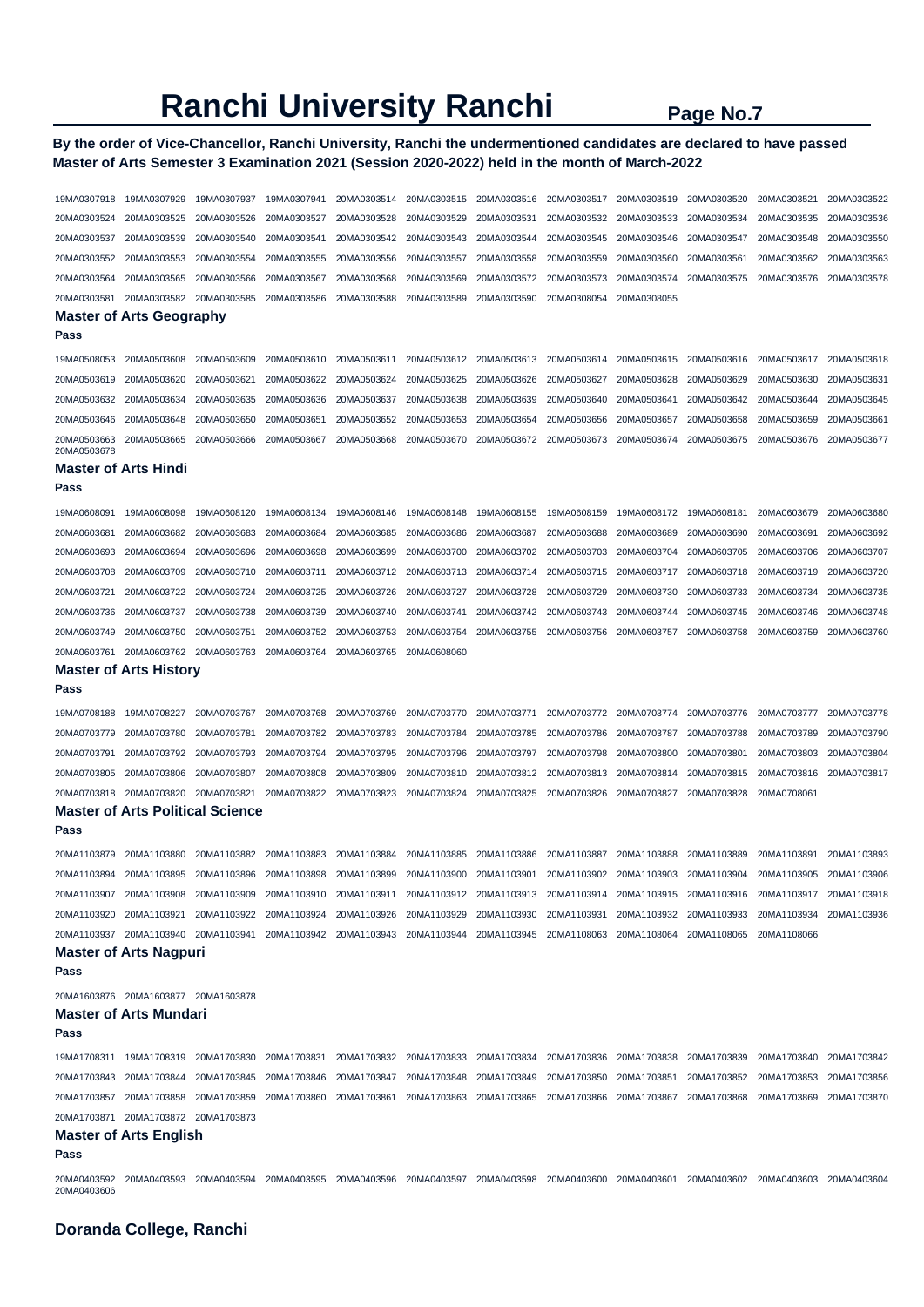# Ranchi University Ranchi

**By the order of Vice-Chancellor, Ranchi University, Ranchi the undermentioned candidates are declared to have passed Master of Arts Semester 3 Examination 2021 (Session 2020-2022) held in the month of March-2022**

19MA0307918 19MA0307929 19MA0307937 19MA0307941 20MA0303514 20MA0303515 20MA0303516 20MA0303517 20MA0303519 20MA0303520 20MA0303521 20MA0303522 20MA0303524 20MA0303525 20MA0303526 20MA0303527 20MA0303528 20MA0303529 20MA0303531 20MA0303532 20MA0303533 20MA0303534 20MA0303535 20MA0303536 20MA0303537 20MA0303539 20MA0303540 20MA0303541 20MA0303542 20MA0303543 20MA0303544 20MA0303545 20MA0303546 20MA0303547 20MA0303548 20MA0303550 20MA0303552 20MA0303553 20MA0303554 20MA0303555 20MA0303556 20MA0303557 20MA0303558 20MA0303559 20MA0303560 20MA0303561 20MA0303562 20MA0303563 20MA0303564 20MA0303565 20MA0303566 20MA0303567 20MA0303568 20MA0303569 20MA0303572 20MA0303573 20MA0303574 20MA0303575 20MA0303576 20MA0303578 20MA0303581 20MA0303582 20MA0303585 20MA0303586 20MA0303588 20MA0303589 20MA0303590 20MA0308054 20MA0308055

## Master of Arts Geography

**Pass**

19MA0508053 20MA0503608 20MA0503609 20MA0503610 20MA0503611 20MA0503612 20MA0503613 20MA0503614 20MA0503615 20MA0503616 20MA0503617 20MA0503618 20MA0503619 20MA0503620 20MA0503621 20MA0503622 20MA0503624 20MA0503625 20MA0503626 20MA0503627 20MA0503628 20MA0503629 20MA0503630 20MA0503631 20MA0503632 20MA0503634 20MA0503635 20MA0503636 20MA0503637 20MA0503638 20MA0503639 20MA0503640 20MA0503641 20MA0503642 20MA0503644 20MA0503645 20MA0503646 20MA0503648 20MA0503650 20MA0503651 20MA0503652 20MA0503653 20MA0503654 20MA0503656 20MA0503657 20MA0503658 20MA0503659 20MA0503661 20MA0503663 20MA0503665 20MA0503666 20MA0503667 20MA0503668 20MA0503670 20MA0503672 20MA0503673 20MA0503674 20MA0503675 20MA0503676 20MA0503677 20MA0503678

## Master of Arts Hindi

**Pass**

19MA0608091 19MA0608098 19MA0608120 19MA0608134 19MA0608146 19MA0608148 19MA0608155 19MA0608159 19MA0608172 19MA0608181 20MA0603679 20MA0603680 20MA0603681 20MA0603682 20MA0603683 20MA0603684 20MA0603685 20MA0603686 20MA0603687 20MA0603688 20MA0603689 20MA0603690 20MA0603691 20MA0603692 20MA0603693 20MA0603694 20MA0603696 20MA0603698 20MA0603699 20MA0603700 20MA0603702 20MA0603703 20MA0603704 20MA0603705 20MA0603706 20MA0603707 20MA0603708 20MA0603709 20MA0603710 20MA0603711 20MA0603712 20MA0603713 20MA0603714 20MA0603715 20MA0603717 20MA0603718 20MA0603719 20MA0603720 20MA0603721 20MA0603722 20MA0603724 20MA0603725 20MA0603726 20MA0603727 20MA0603728 20MA0603729 20MA0603730 20MA0603733 20MA0603734 20MA0603735 20MA0603736 20MA0603737 20MA0603738 20MA0603739 20MA0603740 20MA0603741 20MA0603742 20MA0603743 20MA0603744 20MA0603745 20MA0603746 20MA0603748 20MA0603749 20MA0603750 20MA0603751 20MA0603752 20MA0603753 20MA0603754 20MA0603755 20MA0603756 20MA0603757 20MA0603758 20MA0603759 20MA0603760 20MA0603761 20MA0603762 20MA0603763 20MA0603764 20MA0603765 20MA0608060

## Master of Arts History

**Pass**

19MA0708188 19MA0708227 20MA0703767 20MA0703768 20MA0703769 20MA0703770 20MA0703771 20MA0703772 20MA0703774 20MA0703776 20MA0703777 20MA0703778 20MA0703779 20MA0703780 20MA0703781 20MA0703782 20MA0703783 20MA0703784 20MA0703785 20MA0703786 20MA0703787 20MA0703788 20MA0703789 20MA0703790 20MA0703791 20MA0703792 20MA0703793 20MA0703794 20MA0703795 20MA0703796 20MA0703797 20MA0703798 20MA0703800 20MA0703801 20MA0703803 20MA0703804 20MA0703805 20MA0703806 20MA0703807 20MA0703808 20MA0703809 20MA0703810 20MA0703812 20MA0703813 20MA0703814 20MA0703815 20MA0703816 20MA0703817 20MA0703818 20MA0703820 20MA0703821 20MA0703822 20MA0703823 20MA0703824 20MA0703825 20MA0703826 20MA0703827 20MA0703828 20MA0708061

## Master of Arts Political Science

**Pass**

20MA1103879 20MA1103880 20MA1103882 20MA1103883 20MA1103884 20MA1103885 20MA1103886 20MA1103887 20MA1103888 20MA1103889 20MA1103891 20MA1103893 20MA1103894 20MA1103895 20MA1103896 20MA1103898 20MA1103899 20MA1103900 20MA1103901 20MA1103902 20MA1103903 20MA1103904 20MA1103905 20MA1103906 20MA1103907 20MA1103908 20MA1103909 20MA1103910 20MA1103911 20MA1103912 20MA1103913 20MA1103914 20MA1103915 20MA1103916 20MA1103917 20MA1103918 20MA1103920 20MA1103921 20MA1103922 20MA1103924 20MA1103926 20MA1103929 20MA1103930 20MA1103931 20MA1103932 20MA1103933 20MA1103934 20MA1103936 20MA1103937 20MA1103940 20MA1103941 20MA1103942 20MA1103943 20MA1103944 20MA1103945 20MA1108063 20MA1108064 20MA1108065 20MA1108066

## Master of Arts Nagpuri

**Pass**

20MA1603876 20MA1603877 20MA1603878

## Master of Arts Mundari

**Pass**

19MA1708311 19MA1708319 20MA1703830 20MA1703831 20MA1703832 20MA1703833 20MA1703834 20MA1703836 20MA1703838 20MA1703839 20MA1703840 20MA1703842 20MA1703843 20MA1703844 20MA1703845 20MA1703846 20MA1703847 20MA1703848 20MA1703849 20MA1703850 20MA1703851 20MA1703852 20MA1703853 20MA1703856 20MA1703857 20MA1703858 20MA1703859 20MA1703860 20MA1703861 20MA1703863 20MA1703865 20MA1703866 20MA1703867 20MA1703868 20MA1703869 20MA1703870 20MA1703871 20MA1703872 20MA1703873

## Master of Arts English

**Pass**

20MA0403592 20MA0403593 20MA0403594 20MA0403595 20MA0403596 20MA0403597 20MA0403598 20MA0403600 20MA0403601 20MA0403602 20MA0403603 20MA0403604 20MA0403606

## Doranda College, Ranchi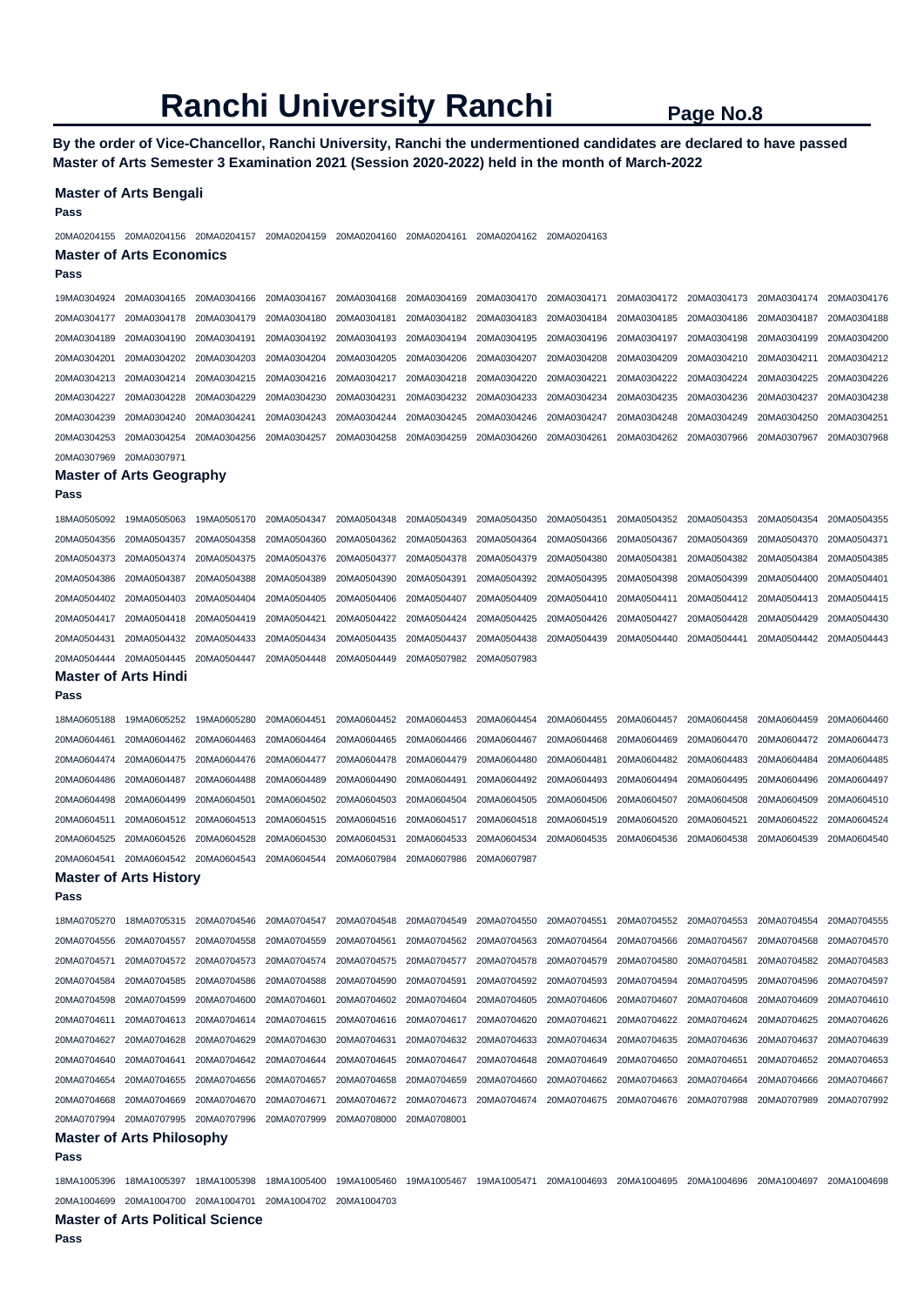# Ranchi University Ranchi

**By the order of Vice-Chancellor, Ranchi University, Ranchi the undermentioned candidates are declared to have passed Master of Arts Semester 3 Examination 2021 (Session 2020-2022) held in the month of March-2022**

### Master of Arts Bengali

**Pass**

20MA0204155 20MA0204156 20MA0204157 20MA0204159 20MA0204160 20MA0204161 20MA0204162 20MA0204163

### Master of Arts Economics

**Pass**

19MA0304924 20MA0304165 20MA0304166 20MA0304167 20MA0304168 20MA0304169 20MA0304170 20MA0304171 20MA0304172 20MA0304173 20MA0304174 20MA0304176
20MA0304177 20MA0304178 20MA0304179 20MA0304180 20MA0304181 20MA0304182 20MA0304183 20MA0304184 20MA0304185 20MA0304186 20MA0304187 20MA0304188
20MA0304189 20MA0304190 20MA0304191 20MA0304192 20MA0304193 20MA0304194 20MA0304195 20MA0304196 20MA0304197 20MA0304198 20MA0304199 20MA0304200
20MA0304201 20MA0304202 20MA0304203 20MA0304204 20MA0304205 20MA0304206 20MA0304207 20MA0304208 20MA0304209 20MA0304210 20MA0304211 20MA0304212
20MA0304213 20MA0304214 20MA0304215 20MA0304216 20MA0304217 20MA0304218 20MA0304220 20MA0304221 20MA0304222 20MA0304224 20MA0304225 20MA0304226
20MA0304227 20MA0304228 20MA0304229 20MA0304230 20MA0304231 20MA0304232 20MA0304233 20MA0304234 20MA0304235 20MA0304236 20MA0304237 20MA0304238
20MA0304239 20MA0304240 20MA0304241 20MA0304243 20MA0304244 20MA0304245 20MA0304246 20MA0304247 20MA0304248 20MA0304249 20MA0304250 20MA0304251
20MA0304253 20MA0304254 20MA0304256 20MA0304257 20MA0304258 20MA0304259 20MA0304260 20MA0304261 20MA0304262 20MA0307966 20MA0307967 20MA0307968
20MA0307969 20MA0307971

### Master of Arts Geography

**Pass**

18MA0505092 19MA0505063 19MA0505170 20MA0504347 20MA0504348 20MA0504349 20MA0504350 20MA0504351 20MA0504352 20MA0504353 20MA0504354 20MA0504355
20MA0504356 20MA0504357 20MA0504358 20MA0504360 20MA0504362 20MA0504363 20MA0504364 20MA0504366 20MA0504367 20MA0504369 20MA0504370 20MA0504371
20MA0504373 20MA0504374 20MA0504375 20MA0504376 20MA0504377 20MA0504378 20MA0504379 20MA0504380 20MA0504381 20MA0504382 20MA0504384 20MA0504385
20MA0504386 20MA0504387 20MA0504388 20MA0504389 20MA0504390 20MA0504391 20MA0504392 20MA0504395 20MA0504398 20MA0504399 20MA0504400 20MA0504401
20MA0504402 20MA0504403 20MA0504404 20MA0504405 20MA0504406 20MA0504407 20MA0504409 20MA0504410 20MA0504411 20MA0504412 20MA0504413 20MA0504415
20MA0504417 20MA0504418 20MA0504419 20MA0504421 20MA0504422 20MA0504424 20MA0504425 20MA0504426 20MA0504427 20MA0504428 20MA0504429 20MA0504430
20MA0504431 20MA0504432 20MA0504433 20MA0504434 20MA0504435 20MA0504437 20MA0504438 20MA0504439 20MA0504440 20MA0504441 20MA0504442 20MA0504443
20MA0504444 20MA0504445 20MA0504447 20MA0504448 20MA0504449 20MA0507982 20MA0507983

### Master of Arts Hindi

**Pass**

18MA0605188 19MA0605252 19MA0605280 20MA0604451 20MA0604452 20MA0604453 20MA0604454 20MA0604455 20MA0604457 20MA0604458 20MA0604459 20MA0604460
20MA0604461 20MA0604462 20MA0604463 20MA0604464 20MA0604465 20MA0604466 20MA0604467 20MA0604468 20MA0604469 20MA0604470 20MA0604472 20MA0604473
20MA0604474 20MA0604475 20MA0604476 20MA0604477 20MA0604478 20MA0604479 20MA0604480 20MA0604481 20MA0604482 20MA0604483 20MA0604484 20MA0604485
20MA0604486 20MA0604487 20MA0604488 20MA0604489 20MA0604490 20MA0604491 20MA0604492 20MA0604493 20MA0604494 20MA0604495 20MA0604496 20MA0604497
20MA0604498 20MA0604499 20MA0604501 20MA0604502 20MA0604503 20MA0604504 20MA0604505 20MA0604506 20MA0604507 20MA0604508 20MA0604509 20MA0604510
20MA0604511 20MA0604512 20MA0604513 20MA0604515 20MA0604516 20MA0604517 20MA0604518 20MA0604519 20MA0604520 20MA0604521 20MA0604522 20MA0604524
20MA0604525 20MA0604526 20MA0604528 20MA0604530 20MA0604531 20MA0604533 20MA0604534 20MA0604535 20MA0604536 20MA0604538 20MA0604539 20MA0604540
20MA0604541 20MA0604542 20MA0604543 20MA0604544 20MA0607984 20MA0607986 20MA0607987

### Master of Arts History

**Pass**

18MA0705270 18MA0705315 20MA0704546 20MA0704547 20MA0704548 20MA0704549 20MA0704550 20MA0704551 20MA0704552 20MA0704553 20MA0704554 20MA0704555
20MA0704556 20MA0704557 20MA0704558 20MA0704559 20MA0704561 20MA0704562 20MA0704563 20MA0704564 20MA0704566 20MA0704567 20MA0704568 20MA0704570
20MA0704571 20MA0704572 20MA0704573 20MA0704574 20MA0704575 20MA0704577 20MA0704578 20MA0704579 20MA0704580 20MA0704581 20MA0704582 20MA0704583
20MA0704584 20MA0704585 20MA0704586 20MA0704588 20MA0704590 20MA0704591 20MA0704592 20MA0704593 20MA0704594 20MA0704595 20MA0704596 20MA0704597
20MA0704598 20MA0704599 20MA0704600 20MA0704601 20MA0704602 20MA0704604 20MA0704605 20MA0704606 20MA0704607 20MA0704608 20MA0704609 20MA0704610
20MA0704611 20MA0704613 20MA0704614 20MA0704615 20MA0704616 20MA0704617 20MA0704620 20MA0704621 20MA0704622 20MA0704624 20MA0704625 20MA0704626
20MA0704627 20MA0704628 20MA0704629 20MA0704630 20MA0704631 20MA0704632 20MA0704633 20MA0704634 20MA0704635 20MA0704636 20MA0704637 20MA0704639
20MA0704640 20MA0704641 20MA0704642 20MA0704644 20MA0704645 20MA0704647 20MA0704648 20MA0704649 20MA0704650 20MA0704651 20MA0704652 20MA0704653
20MA0704654 20MA0704655 20MA0704656 20MA0704657 20MA0704658 20MA0704659 20MA0704660 20MA0704662 20MA0704663 20MA0704664 20MA0704666 20MA0704667
20MA0704668 20MA0704669 20MA0704670 20MA0704671 20MA0704672 20MA0704673 20MA0704674 20MA0704675 20MA0704676 20MA0707988 20MA0707989 20MA0707992
20MA0707994 20MA0707995 20MA0707996 20MA0707999 20MA0708000 20MA0708001

### Master of Arts Philosophy

**Pass**

18MA1005396 18MA1005397 18MA1005398 18MA1005400 19MA1005460 19MA1005467 19MA1005471 20MA1004693 20MA1004695 20MA1004696 20MA1004697 20MA1004698
20MA1004699 20MA1004700 20MA1004701 20MA1004702 20MA1004703

### Master of Arts Political Science

**Pass**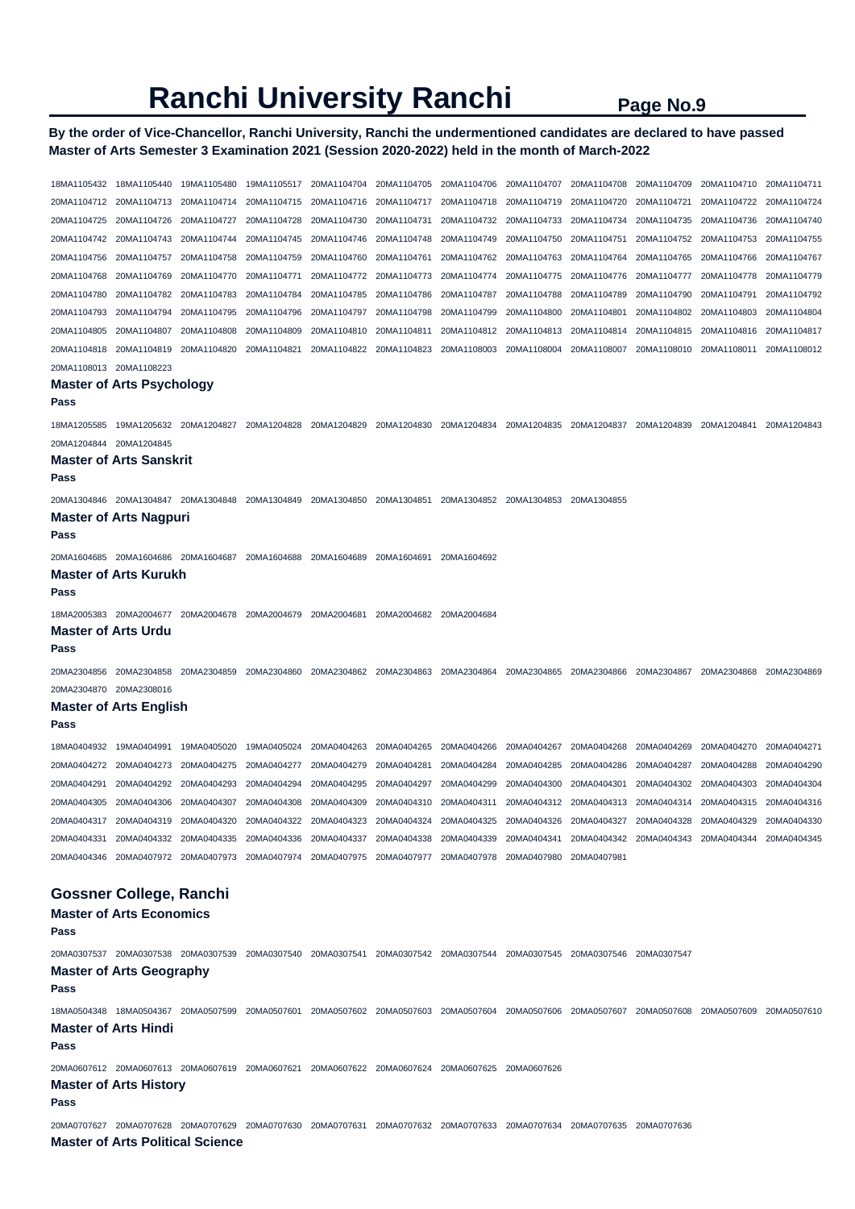# Ranchi University Ranchi

**By the order of Vice-Chancellor, Ranchi University, Ranchi the undermentioned candidates are declared to have passed Master of Arts Semester 3 Examination 2021 (Session 2020-2022) held in the month of March-2022**

18MA1105432 18MA1105440 19MA1105480 19MA1105517 20MA1104704 20MA1104705 20MA1104706 20MA1104707 20MA1104708 20MA1104709 20MA1104710 20MA1104711 20MA1104712 20MA1104713 20MA1104714 20MA1104715 20MA1104716 20MA1104717 20MA1104718 20MA1104719 20MA1104720 20MA1104721 20MA1104722 20MA1104724 20MA1104725 20MA1104726 20MA1104727 20MA1104728 20MA1104730 20MA1104731 20MA1104732 20MA1104733 20MA1104734 20MA1104735 20MA1104736 20MA1104740 20MA1104742 20MA1104743 20MA1104744 20MA1104745 20MA1104746 20MA1104748 20MA1104749 20MA1104750 20MA1104751 20MA1104752 20MA1104753 20MA1104755 20MA1104756 20MA1104757 20MA1104758 20MA1104759 20MA1104760 20MA1104761 20MA1104762 20MA1104763 20MA1104764 20MA1104765 20MA1104766 20MA1104767 20MA1104768 20MA1104769 20MA1104770 20MA1104771 20MA1104772 20MA1104773 20MA1104774 20MA1104775 20MA1104776 20MA1104777 20MA1104778 20MA1104779 20MA1104780 20MA1104782 20MA1104783 20MA1104784 20MA1104785 20MA1104786 20MA1104787 20MA1104788 20MA1104789 20MA1104790 20MA1104791 20MA1104792 20MA1104793 20MA1104794 20MA1104795 20MA1104796 20MA1104797 20MA1104798 20MA1104799 20MA1104800 20MA1104801 20MA1104802 20MA1104803 20MA1104804 20MA1104805 20MA1104807 20MA1104808 20MA1104809 20MA1104810 20MA1104811 20MA1104812 20MA1104813 20MA1104814 20MA1104815 20MA1104816 20MA1104817 20MA1104818 20MA1104819 20MA1104820 20MA1104821 20MA1104822 20MA1104823 20MA1108003 20MA1108004 20MA1108007 20MA1108010 20MA1108011 20MA1108012 20MA1108013 20MA1108223

### Master of Arts Psychology

**Pass**

18MA1205585 19MA1205632 20MA1204827 20MA1204828 20MA1204829 20MA1204830 20MA1204834 20MA1204835 20MA1204837 20MA1204839 20MA1204841 20MA1204843 20MA1204844 20MA1204845

### Master of Arts Sanskrit

**Pass**

20MA1304846 20MA1304847 20MA1304848 20MA1304849 20MA1304850 20MA1304851 20MA1304852 20MA1304853 20MA1304855

### Master of Arts Nagpuri

**Pass**

20MA1604685 20MA1604686 20MA1604687 20MA1604688 20MA1604689 20MA1604691 20MA1604692

### Master of Arts Kurukh

**Pass**

18MA2005383 20MA2004677 20MA2004678 20MA2004679 20MA2004681 20MA2004682 20MA2004684

### Master of Arts Urdu

**Pass**

20MA2304856 20MA2304858 20MA2304859 20MA2304860 20MA2304862 20MA2304863 20MA2304864 20MA2304865 20MA2304866 20MA2304867 20MA2304868 20MA2304869 20MA2304870 20MA2308016

### Master of Arts English

**Pass**

18MA0404932 19MA0404991 19MA0405020 19MA0405024 20MA0404263 20MA0404265 20MA0404266 20MA0404267 20MA0404268 20MA0404269 20MA0404270 20MA0404271 20MA0404272 20MA0404273 20MA0404275 20MA0404277 20MA0404279 20MA0404281 20MA0404284 20MA0404285 20MA0404286 20MA0404287 20MA0404288 20MA0404290 20MA0404291 20MA0404292 20MA0404293 20MA0404294 20MA0404295 20MA0404297 20MA0404299 20MA0404300 20MA0404301 20MA0404302 20MA0404303 20MA0404304 20MA0404305 20MA0404306 20MA0404307 20MA0404308 20MA0404309 20MA0404310 20MA0404311 20MA0404312 20MA0404313 20MA0404314 20MA0404315 20MA0404316 20MA0404317 20MA0404319 20MA0404320 20MA0404322 20MA0404323 20MA0404324 20MA0404325 20MA0404326 20MA0404327 20MA0404328 20MA0404329 20MA0404330 20MA0404331 20MA0404332 20MA0404335 20MA0404336 20MA0404337 20MA0404338 20MA0404339 20MA0404341 20MA0404342 20MA0404343 20MA0404344 20MA0404345 20MA0404346 20MA0407972 20MA0407973 20MA0407974 20MA0407975 20MA0407977 20MA0407978 20MA0407980 20MA0407981

## Gossner College, Ranchi

### Master of Arts Economics

**Pass**

20MA0307537 20MA0307538 20MA0307539 20MA0307540 20MA0307541 20MA0307542 20MA0307544 20MA0307545 20MA0307546 20MA0307547

### Master of Arts Geography

**Pass**

18MA0504348 18MA0504367 20MA0507599 20MA0507601 20MA0507602 20MA0507603 20MA0507604 20MA0507606 20MA0507607 20MA0507608 20MA0507609 20MA0507610

### Master of Arts Hindi

**Pass**

20MA0607612 20MA0607613 20MA0607619 20MA0607621 20MA0607622 20MA0607624 20MA0607625 20MA0607626

### Master of Arts History

**Pass**

20MA0707627 20MA0707628 20MA0707629 20MA0707630 20MA0707631 20MA0707632 20MA0707633 20MA0707634 20MA0707635 20MA0707636

### Master of Arts Political Science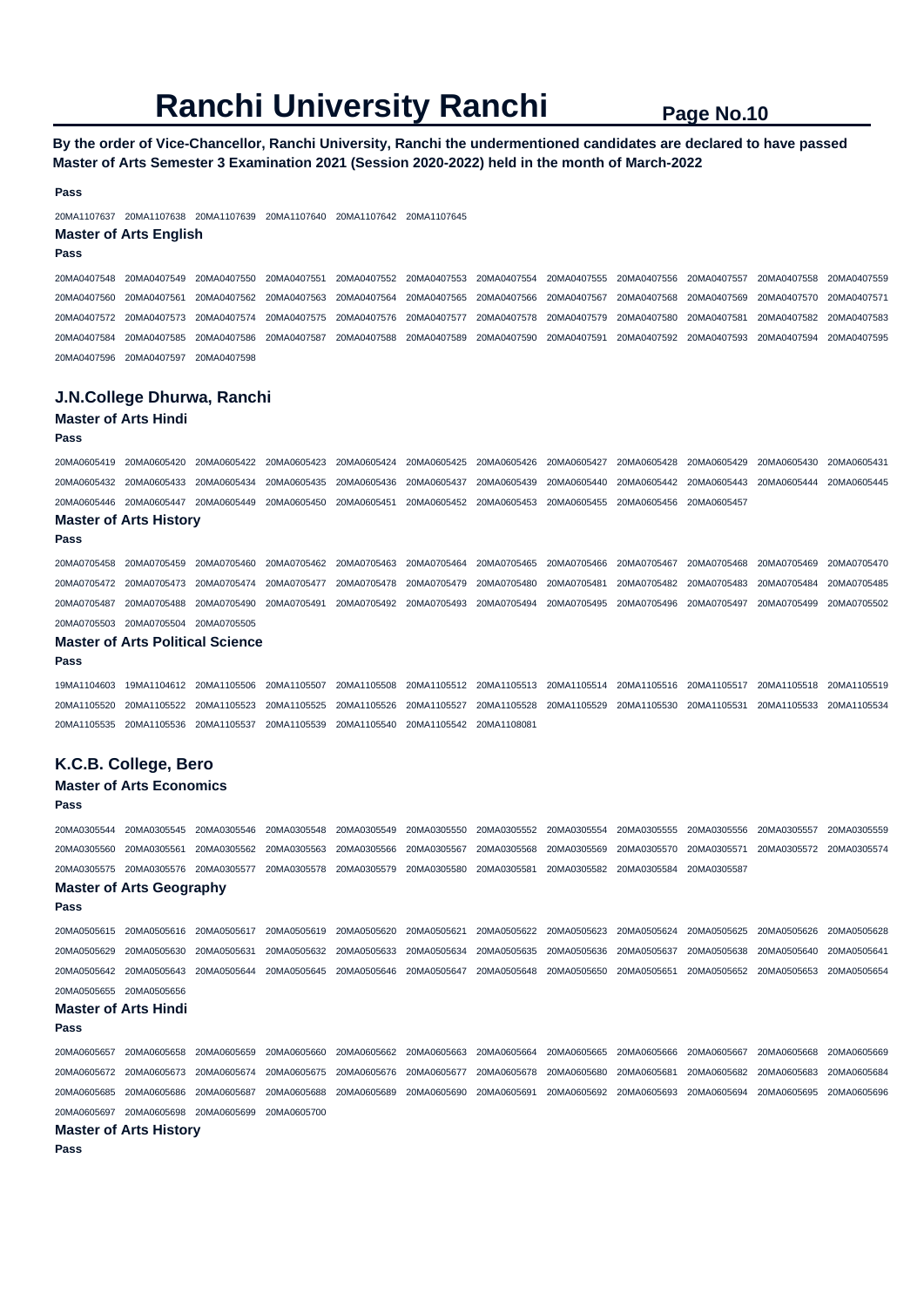# Ranchi University Ranchi

**By the order of Vice-Chancellor, Ranchi University, Ranchi the undermentioned candidates are declared to have passed Master of Arts Semester 3 Examination 2021 (Session 2020-2022) held in the month of March-2022**

**Pass**

20MA1107637 20MA1107638 20MA1107639 20MA1107640 20MA1107642 20MA1107645

### Master of Arts English

**Pass**

20MA0407548 20MA0407549 20MA0407550 20MA0407551 20MA0407552 20MA0407553 20MA0407554 20MA0407555 20MA0407556 20MA0407557 20MA0407558 20MA0407559 20MA0407560 20MA0407561 20MA0407562 20MA0407563 20MA0407564 20MA0407565 20MA0407566 20MA0407567 20MA0407568 20MA0407569 20MA0407570 20MA0407571 20MA0407572 20MA0407573 20MA0407574 20MA0407575 20MA0407576 20MA0407577 20MA0407578 20MA0407579 20MA0407580 20MA0407581 20MA0407582 20MA0407583 20MA0407584 20MA0407585 20MA0407586 20MA0407587 20MA0407588 20MA0407589 20MA0407590 20MA0407591 20MA0407592 20MA0407593 20MA0407594 20MA0407595 20MA0407596 20MA0407597 20MA0407598

## J.N.College Dhurwa, Ranchi

### Master of Arts Hindi

**Pass**

20MA0605419 20MA0605420 20MA0605422 20MA0605423 20MA0605424 20MA0605425 20MA0605426 20MA0605427 20MA0605428 20MA0605429 20MA0605430 20MA0605431 20MA0605432 20MA0605433 20MA0605434 20MA0605435 20MA0605436 20MA0605437 20MA0605439 20MA0605440 20MA0605442 20MA0605443 20MA0605444 20MA0605445 20MA0605446 20MA0605447 20MA0605449 20MA0605450 20MA0605451 20MA0605452 20MA0605453 20MA0605455 20MA0605456 20MA0605457

### Master of Arts History

**Pass**

20MA0705458 20MA0705459 20MA0705460 20MA0705462 20MA0705463 20MA0705464 20MA0705465 20MA0705466 20MA0705467 20MA0705468 20MA0705469 20MA0705470 20MA0705472 20MA0705473 20MA0705474 20MA0705477 20MA0705478 20MA0705479 20MA0705480 20MA0705481 20MA0705482 20MA0705483 20MA0705484 20MA0705485 20MA0705487 20MA0705488 20MA0705490 20MA0705491 20MA0705492 20MA0705493 20MA0705494 20MA0705495 20MA0705496 20MA0705497 20MA0705499 20MA0705502 20MA0705503 20MA0705504 20MA0705505

### Master of Arts Political Science

**Pass**

19MA1104603 19MA1104612 20MA1105506 20MA1105507 20MA1105508 20MA1105512 20MA1105513 20MA1105514 20MA1105516 20MA1105517 20MA1105518 20MA1105519 20MA1105520 20MA1105522 20MA1105523 20MA1105525 20MA1105526 20MA1105527 20MA1105528 20MA1105529 20MA1105530 20MA1105531 20MA1105533 20MA1105534 20MA1105535 20MA1105536 20MA1105537 20MA1105539 20MA1105540 20MA1105542 20MA1108081

## K.C.B. College, Bero

### Master of Arts Economics

**Pass**

20MA0305544 20MA0305545 20MA0305546 20MA0305548 20MA0305549 20MA0305550 20MA0305552 20MA0305554 20MA0305555 20MA0305556 20MA0305557 20MA0305559 20MA0305560 20MA0305561 20MA0305562 20MA0305563 20MA0305566 20MA0305567 20MA0305568 20MA0305569 20MA0305570 20MA0305571 20MA0305572 20MA0305574 20MA0305575 20MA0305576 20MA0305577 20MA0305578 20MA0305579 20MA0305580 20MA0305581 20MA0305582 20MA0305584 20MA0305587

### Master of Arts Geography

**Pass**

20MA0505615 20MA0505616 20MA0505617 20MA0505619 20MA0505620 20MA0505621 20MA0505622 20MA0505623 20MA0505624 20MA0505625 20MA0505626 20MA0505628 20MA0505629 20MA0505630 20MA0505631 20MA0505632 20MA0505633 20MA0505634 20MA0505635 20MA0505636 20MA0505637 20MA0505638 20MA0505640 20MA0505641 20MA0505642 20MA0505643 20MA0505644 20MA0505645 20MA0505646 20MA0505647 20MA0505648 20MA0505650 20MA0505651 20MA0505652 20MA0505653 20MA0505654 20MA0505655 20MA0505656

### Master of Arts Hindi

**Pass**

20MA0605657 20MA0605658 20MA0605659 20MA0605660 20MA0605662 20MA0605663 20MA0605664 20MA0605665 20MA0605666 20MA0605667 20MA0605668 20MA0605669 20MA0605672 20MA0605673 20MA0605674 20MA0605675 20MA0605676 20MA0605677 20MA0605678 20MA0605680 20MA0605681 20MA0605682 20MA0605683 20MA0605684 20MA0605685 20MA0605686 20MA0605687 20MA0605688 20MA0605689 20MA0605690 20MA0605691 20MA0605692 20MA0605693 20MA0605694 20MA0605695 20MA0605696 20MA0605697 20MA0605698 20MA0605699 20MA0605700

### Master of Arts History

**Pass**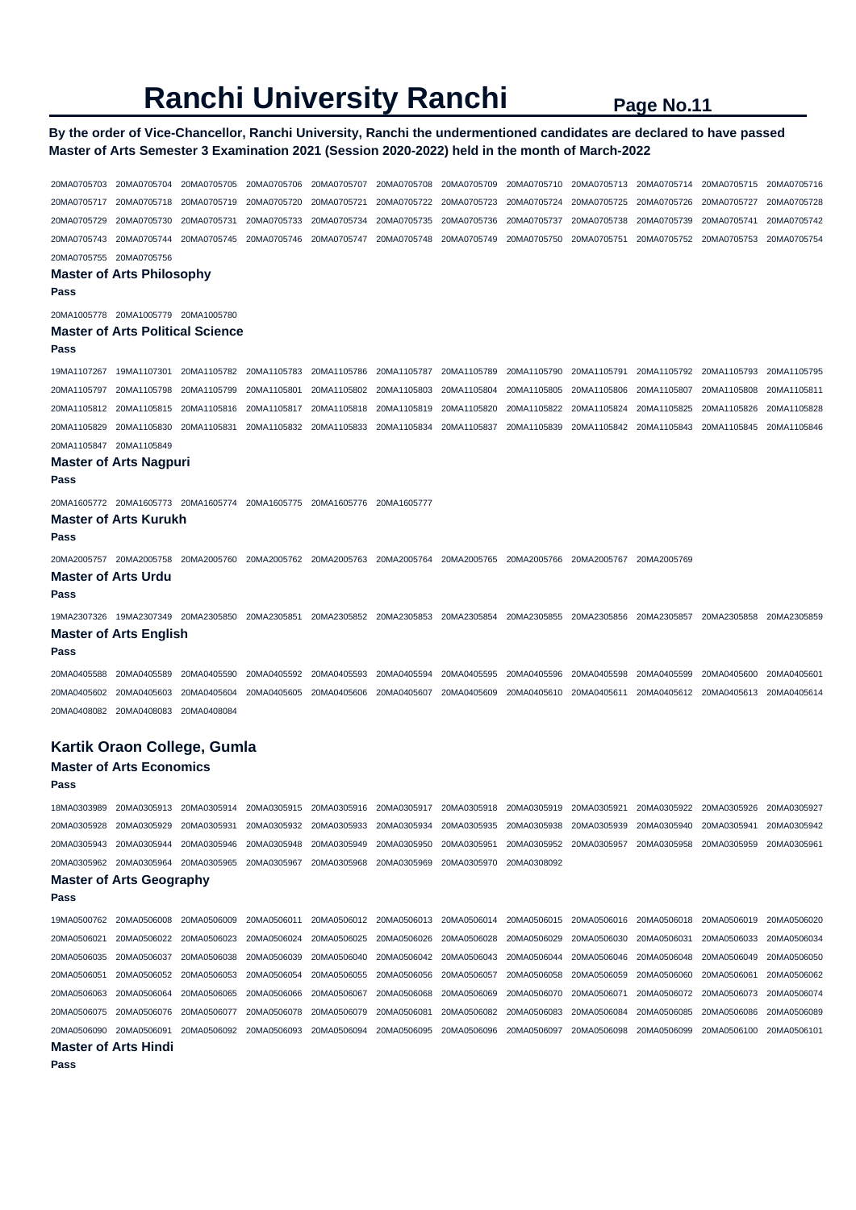# Ranchi University Ranchi

**By the order of Vice-Chancellor, Ranchi University, Ranchi the undermentioned candidates are declared to have passed Master of Arts Semester 3 Examination 2021 (Session 2020-2022) held in the month of March-2022**

20MA0705703 20MA0705704 20MA0705705 20MA0705706 20MA0705707 20MA0705708 20MA0705709 20MA0705710 20MA0705713 20MA0705714 20MA0705715 20MA0705716 20MA0705717 20MA0705718 20MA0705719 20MA0705720 20MA0705721 20MA0705722 20MA0705723 20MA0705724 20MA0705725 20MA0705726 20MA0705727 20MA0705728 20MA0705729 20MA0705730 20MA0705731 20MA0705733 20MA0705734 20MA0705735 20MA0705736 20MA0705737 20MA0705738 20MA0705739 20MA0705741 20MA0705742 20MA0705743 20MA0705744 20MA0705745 20MA0705746 20MA0705747 20MA0705748 20MA0705749 20MA0705750 20MA0705751 20MA0705752 20MA0705753 20MA0705754 20MA0705755 20MA0705756

### Master of Arts Philosophy

**Pass**

20MA1005778 20MA1005779 20MA1005780

### Master of Arts Political Science

**Pass**

19MA1107267 19MA1107301 20MA1105782 20MA1105783 20MA1105786 20MA1105787 20MA1105789 20MA1105790 20MA1105791 20MA1105792 20MA1105793 20MA1105795 20MA1105797 20MA1105798 20MA1105799 20MA1105801 20MA1105802 20MA1105803 20MA1105804 20MA1105805 20MA1105806 20MA1105807 20MA1105808 20MA1105811 20MA1105812 20MA1105815 20MA1105816 20MA1105817 20MA1105818 20MA1105819 20MA1105820 20MA1105822 20MA1105824 20MA1105825 20MA1105826 20MA1105828 20MA1105829 20MA1105830 20MA1105831 20MA1105832 20MA1105833 20MA1105834 20MA1105837 20MA1105839 20MA1105842 20MA1105843 20MA1105845 20MA1105846 20MA1105847 20MA1105849

### Master of Arts Nagpuri

**Pass**

20MA1605772 20MA1605773 20MA1605774 20MA1605775 20MA1605776 20MA1605777

### Master of Arts Kurukh

**Pass**

20MA2005757 20MA2005758 20MA2005760 20MA2005762 20MA2005763 20MA2005764 20MA2005765 20MA2005766 20MA2005767 20MA2005769

### Master of Arts Urdu

**Pass**

19MA2307326 19MA2307349 20MA2305850 20MA2305851 20MA2305852 20MA2305853 20MA2305854 20MA2305855 20MA2305856 20MA2305857 20MA2305858 20MA2305859

### Master of Arts English

**Pass**

20MA0405588 20MA0405589 20MA0405590 20MA0405592 20MA0405593 20MA0405594 20MA0405595 20MA0405596 20MA0405598 20MA0405599 20MA0405600 20MA0405601 20MA0405602 20MA0405603 20MA0405604 20MA0405605 20MA0405606 20MA0405607 20MA0405609 20MA0405610 20MA0405611 20MA0405612 20MA0405613 20MA0405614 20MA0408082 20MA0408083 20MA0408084

## Kartik Oraon College, Gumla

### Master of Arts Economics

**Pass**

18MA0303989 20MA0305913 20MA0305914 20MA0305915 20MA0305916 20MA0305917 20MA0305918 20MA0305919 20MA0305921 20MA0305922 20MA0305926 20MA0305927 20MA0305928 20MA0305929 20MA0305931 20MA0305932 20MA0305933 20MA0305934 20MA0305935 20MA0305938 20MA0305939 20MA0305940 20MA0305941 20MA0305942 20MA0305943 20MA0305944 20MA0305946 20MA0305948 20MA0305949 20MA0305950 20MA0305951 20MA0305952 20MA0305957 20MA0305958 20MA0305959 20MA0305961 20MA0305962 20MA0305964 20MA0305965 20MA0305967 20MA0305968 20MA0305969 20MA0305970 20MA0308092

### Master of Arts Geography

**Pass**

19MA0500762 20MA0506008 20MA0506009 20MA0506011 20MA0506012 20MA0506013 20MA0506014 20MA0506015 20MA0506016 20MA0506018 20MA0506019 20MA0506020 20MA0506021 20MA0506022 20MA0506023 20MA0506024 20MA0506025 20MA0506026 20MA0506028 20MA0506029 20MA0506030 20MA0506031 20MA0506033 20MA0506034 20MA0506035 20MA0506037 20MA0506038 20MA0506039 20MA0506040 20MA0506042 20MA0506043 20MA0506044 20MA0506046 20MA0506048 20MA0506049 20MA0506050 20MA0506051 20MA0506052 20MA0506053 20MA0506054 20MA0506055 20MA0506056 20MA0506057 20MA0506058 20MA0506059 20MA0506060 20MA0506061 20MA0506062 20MA0506063 20MA0506064 20MA0506065 20MA0506066 20MA0506067 20MA0506068 20MA0506069 20MA0506070 20MA0506071 20MA0506072 20MA0506073 20MA0506074 20MA0506075 20MA0506076 20MA0506077 20MA0506078 20MA0506079 20MA0506081 20MA0506082 20MA0506083 20MA0506084 20MA0506085 20MA0506086 20MA0506089 20MA0506090 20MA0506091 20MA0506092 20MA0506093 20MA0506094 20MA0506095 20MA0506096 20MA0506097 20MA0506098 20MA0506099 20MA0506100 20MA0506101

### Master of Arts Hindi

**Pass**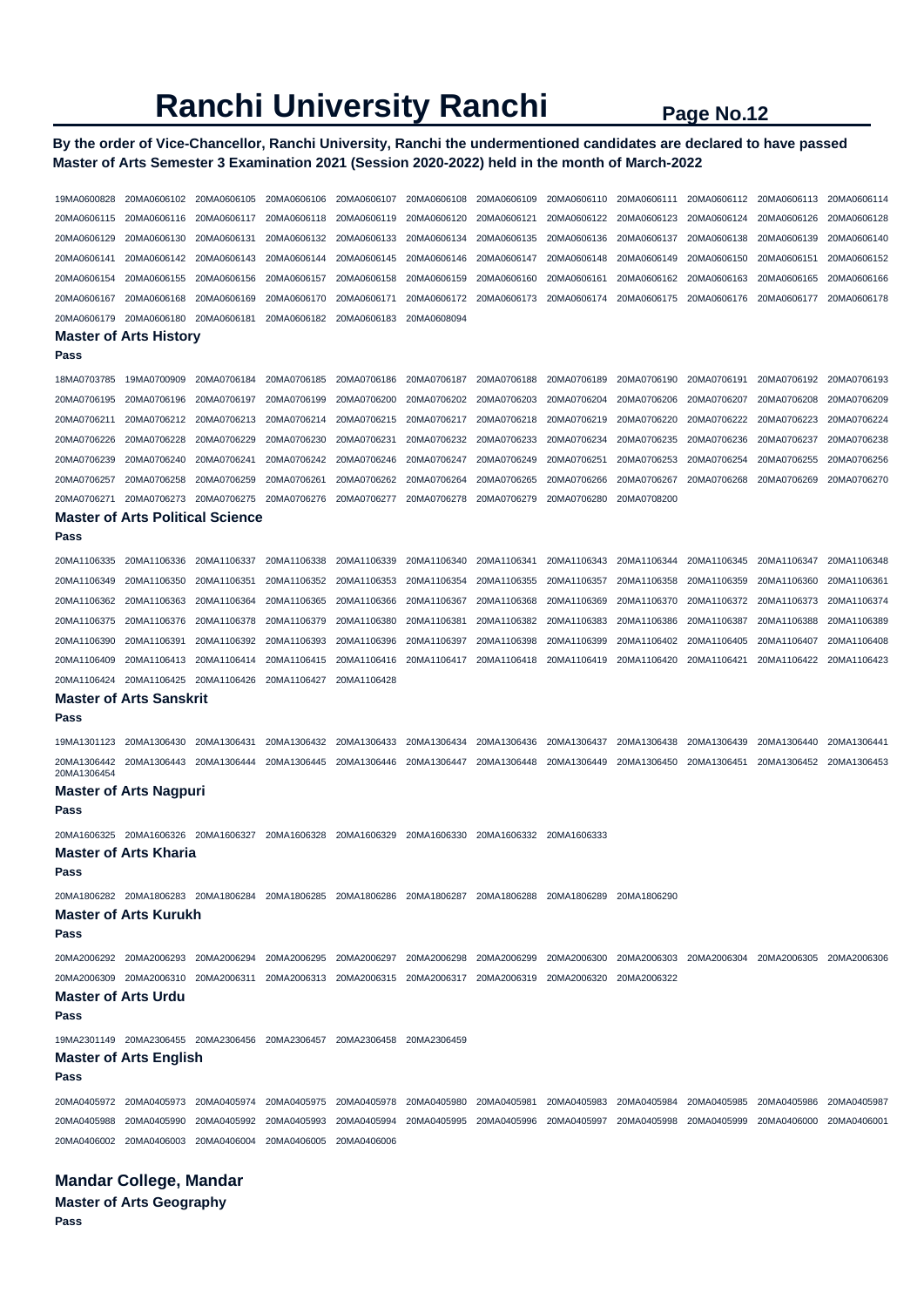# Ranchi University Ranchi

**By the order of Vice-Chancellor, Ranchi University, Ranchi the undermentioned candidates are declared to have passed Master of Arts Semester 3 Examination 2021 (Session 2020-2022) held in the month of March-2022**

19MA0600828 20MA0606102 20MA0606105 20MA0606106 20MA0606107 20MA0606108 20MA0606109 20MA0606110 20MA0606111 20MA0606112 20MA0606113 20MA0606114
20MA0606115 20MA0606116 20MA0606117 20MA0606118 20MA0606119 20MA0606120 20MA0606121 20MA0606122 20MA0606123 20MA0606124 20MA0606126 20MA0606128
20MA0606129 20MA0606130 20MA0606131 20MA0606132 20MA0606133 20MA0606134 20MA0606135 20MA0606136 20MA0606137 20MA0606138 20MA0606139 20MA0606140
20MA0606141 20MA0606142 20MA0606143 20MA0606144 20MA0606145 20MA0606146 20MA0606147 20MA0606148 20MA0606149 20MA0606150 20MA0606151 20MA0606152
20MA0606154 20MA0606155 20MA0606156 20MA0606157 20MA0606158 20MA0606159 20MA0606160 20MA0606161 20MA0606162 20MA0606163 20MA0606165 20MA0606166
20MA0606167 20MA0606168 20MA0606169 20MA0606170 20MA0606171 20MA0606172 20MA0606173 20MA0606174 20MA0606175 20MA0606176 20MA0606177 20MA0606178
20MA0606179 20MA0606180 20MA0606181 20MA0606182 20MA0606183 20MA0608094

### Master of Arts History

**Pass**

18MA0703785 19MA0700909 20MA0706184 20MA0706185 20MA0706186 20MA0706187 20MA0706188 20MA0706189 20MA0706190 20MA0706191 20MA0706192 20MA0706193
20MA0706195 20MA0706196 20MA0706197 20MA0706199 20MA0706200 20MA0706202 20MA0706203 20MA0706204 20MA0706206 20MA0706207 20MA0706208 20MA0706209
20MA0706211 20MA0706212 20MA0706213 20MA0706214 20MA0706215 20MA0706217 20MA0706218 20MA0706219 20MA0706220 20MA0706222 20MA0706223 20MA0706224
20MA0706226 20MA0706228 20MA0706229 20MA0706230 20MA0706231 20MA0706232 20MA0706233 20MA0706234 20MA0706235 20MA0706236 20MA0706237 20MA0706238
20MA0706239 20MA0706240 20MA0706241 20MA0706242 20MA0706246 20MA0706247 20MA0706249 20MA0706251 20MA0706253 20MA0706254 20MA0706255 20MA0706256
20MA0706257 20MA0706258 20MA0706259 20MA0706261 20MA0706262 20MA0706264 20MA0706265 20MA0706266 20MA0706267 20MA0706268 20MA0706269 20MA0706270
20MA0706271 20MA0706273 20MA0706275 20MA0706276 20MA0706277 20MA0706278 20MA0706279 20MA0706280 20MA0708200

### Master of Arts Political Science

**Pass**

20MA1106335 20MA1106336 20MA1106337 20MA1106338 20MA1106339 20MA1106340 20MA1106341 20MA1106343 20MA1106344 20MA1106345 20MA1106347 20MA1106348
20MA1106349 20MA1106350 20MA1106351 20MA1106352 20MA1106353 20MA1106354 20MA1106355 20MA1106357 20MA1106358 20MA1106359 20MA1106360 20MA1106361
20MA1106362 20MA1106363 20MA1106364 20MA1106365 20MA1106366 20MA1106367 20MA1106368 20MA1106369 20MA1106370 20MA1106372 20MA1106373 20MA1106374
20MA1106375 20MA1106376 20MA1106378 20MA1106379 20MA1106380 20MA1106381 20MA1106382 20MA1106383 20MA1106386 20MA1106387 20MA1106388 20MA1106389
20MA1106390 20MA1106391 20MA1106392 20MA1106393 20MA1106396 20MA1106397 20MA1106398 20MA1106399 20MA1106402 20MA1106405 20MA1106407 20MA1106408
20MA1106409 20MA1106413 20MA1106414 20MA1106415 20MA1106416 20MA1106417 20MA1106418 20MA1106419 20MA1106420 20MA1106421 20MA1106422 20MA1106423
20MA1106424 20MA1106425 20MA1106426 20MA1106427 20MA1106428

### Master of Arts Sanskrit

**Pass**

19MA1301123 20MA1306430 20MA1306431 20MA1306432 20MA1306433 20MA1306434 20MA1306436 20MA1306437 20MA1306438 20MA1306439 20MA1306440 20MA1306441
20MA1306442 20MA1306443 20MA1306444 20MA1306445 20MA1306446 20MA1306447 20MA1306448 20MA1306449 20MA1306450 20MA1306451 20MA1306452 20MA1306453
20MA1306454

### Master of Arts Nagpuri

**Pass**

20MA1606325 20MA1606326 20MA1606327 20MA1606328 20MA1606329 20MA1606330 20MA1606332 20MA1606333

### Master of Arts Kharia

**Pass**

20MA1806282 20MA1806283 20MA1806284 20MA1806285 20MA1806286 20MA1806287 20MA1806288 20MA1806289 20MA1806290

### Master of Arts Kurukh

**Pass**

20MA2006292 20MA2006293 20MA2006294 20MA2006295 20MA2006297 20MA2006298 20MA2006299 20MA2006300 20MA2006303 20MA2006304 20MA2006305 20MA2006306
20MA2006309 20MA2006310 20MA2006311 20MA2006313 20MA2006315 20MA2006317 20MA2006319 20MA2006320 20MA2006322

### Master of Arts Urdu

**Pass**

19MA2301149 20MA2306455 20MA2306456 20MA2306457 20MA2306458 20MA2306459

### Master of Arts English

**Pass**

20MA0405972 20MA0405973 20MA0405974 20MA0405975 20MA0405978 20MA0405980 20MA0405981 20MA0405983 20MA0405984 20MA0405985 20MA0405986 20MA0405987
20MA0405988 20MA0405990 20MA0405992 20MA0405993 20MA0405994 20MA0405995 20MA0405996 20MA0405997 20MA0405998 20MA0405999 20MA0406000 20MA0406001
20MA0406002 20MA0406003 20MA0406004 20MA0406005 20MA0406006

## Mandar College, Mandar

### Master of Arts Geography

**Pass**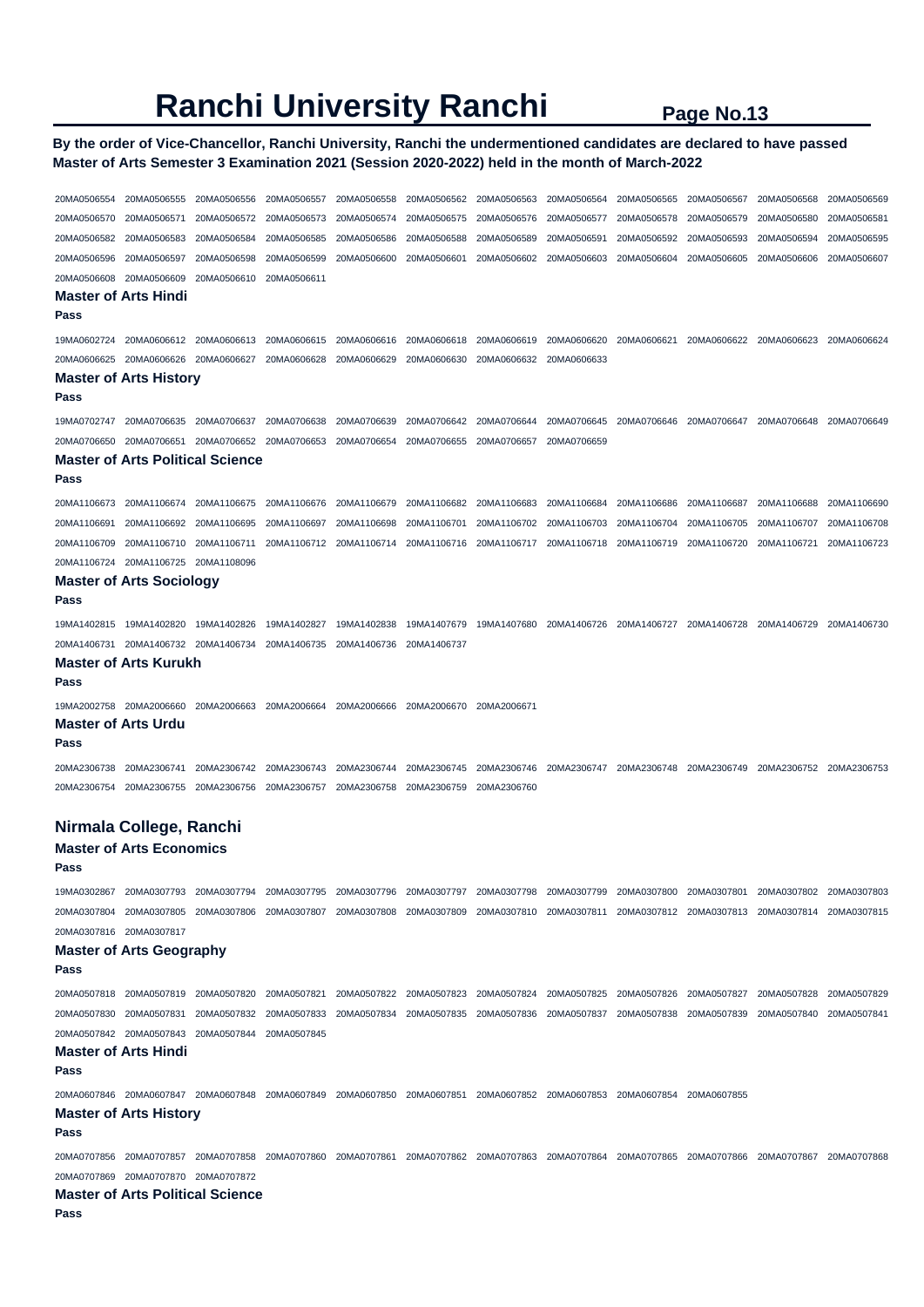# Ranchi University Ranchi

**By the order of Vice-Chancellor, Ranchi University, Ranchi the undermentioned candidates are declared to have passed Master of Arts Semester 3 Examination 2021 (Session 2020-2022) held in the month of March-2022**

20MA0506554 20MA0506555 20MA0506556 20MA0506557 20MA0506558 20MA0506562 20MA0506563 20MA0506564 20MA0506565 20MA0506567 20MA0506568 20MA0506569
20MA0506570 20MA0506571 20MA0506572 20MA0506573 20MA0506574 20MA0506575 20MA0506576 20MA0506577 20MA0506578 20MA0506579 20MA0506580 20MA0506581
20MA0506582 20MA0506583 20MA0506584 20MA0506585 20MA0506586 20MA0506588 20MA0506589 20MA0506591 20MA0506592 20MA0506593 20MA0506594 20MA0506595
20MA0506596 20MA0506597 20MA0506598 20MA0506599 20MA0506600 20MA0506601 20MA0506602 20MA0506603 20MA0506604 20MA0506605 20MA0506606 20MA0506607
20MA0506608 20MA0506609 20MA0506610 20MA0506611

### Master of Arts Hindi

**Pass**

19MA0602724 20MA0606612 20MA0606613 20MA0606615 20MA0606616 20MA0606618 20MA0606619 20MA0606620 20MA0606621 20MA0606622 20MA0606623 20MA0606624
20MA0606625 20MA0606626 20MA0606627 20MA0606628 20MA0606629 20MA0606630 20MA0606632 20MA0606633

### Master of Arts History

**Pass**

19MA0702747 20MA0706635 20MA0706637 20MA0706638 20MA0706639 20MA0706642 20MA0706644 20MA0706645 20MA0706646 20MA0706647 20MA0706648 20MA0706649
20MA0706650 20MA0706651 20MA0706652 20MA0706653 20MA0706654 20MA0706655 20MA0706657 20MA0706659

### Master of Arts Political Science

**Pass**

20MA1106673 20MA1106674 20MA1106675 20MA1106676 20MA1106679 20MA1106682 20MA1106683 20MA1106684 20MA1106686 20MA1106687 20MA1106688 20MA1106690
20MA1106691 20MA1106692 20MA1106695 20MA1106697 20MA1106698 20MA1106701 20MA1106702 20MA1106703 20MA1106704 20MA1106705 20MA1106707 20MA1106708
20MA1106709 20MA1106710 20MA1106711 20MA1106712 20MA1106714 20MA1106716 20MA1106717 20MA1106718 20MA1106719 20MA1106720 20MA1106721 20MA1106723
20MA1106724 20MA1106725 20MA1108096

### Master of Arts Sociology

**Pass**

19MA1402815 19MA1402820 19MA1402826 19MA1402827 19MA1402838 19MA1407679 19MA1407680 20MA1406726 20MA1406727 20MA1406728 20MA1406729 20MA1406730
20MA1406731 20MA1406732 20MA1406734 20MA1406735 20MA1406736 20MA1406737

### Master of Arts Kurukh

**Pass**

19MA2002758 20MA2006660 20MA2006663 20MA2006664 20MA2006666 20MA2006670 20MA2006671

### Master of Arts Urdu

**Pass**

20MA2306738 20MA2306741 20MA2306742 20MA2306743 20MA2306744 20MA2306745 20MA2306746 20MA2306747 20MA2306748 20MA2306749 20MA2306752 20MA2306753
20MA2306754 20MA2306755 20MA2306756 20MA2306757 20MA2306758 20MA2306759 20MA2306760

## Nirmala College, Ranchi

### Master of Arts Economics

**Pass**

19MA0302867 20MA0307793 20MA0307794 20MA0307795 20MA0307796 20MA0307797 20MA0307798 20MA0307799 20MA0307800 20MA0307801 20MA0307802 20MA0307803
20MA0307804 20MA0307805 20MA0307806 20MA0307807 20MA0307808 20MA0307809 20MA0307810 20MA0307811 20MA0307812 20MA0307813 20MA0307814 20MA0307815
20MA0307816 20MA0307817

### Master of Arts Geography

**Pass**

20MA0507818 20MA0507819 20MA0507820 20MA0507821 20MA0507822 20MA0507823 20MA0507824 20MA0507825 20MA0507826 20MA0507827 20MA0507828 20MA0507829
20MA0507830 20MA0507831 20MA0507832 20MA0507833 20MA0507834 20MA0507835 20MA0507836 20MA0507837 20MA0507838 20MA0507839 20MA0507840 20MA0507841
20MA0507842 20MA0507843 20MA0507844 20MA0507845

### Master of Arts Hindi

**Pass**

20MA0607846 20MA0607847 20MA0607848 20MA0607849 20MA0607850 20MA0607851 20MA0607852 20MA0607853 20MA0607854 20MA0607855

### Master of Arts History

**Pass**

20MA0707856 20MA0707857 20MA0707858 20MA0707860 20MA0707861 20MA0707862 20MA0707863 20MA0707864 20MA0707865 20MA0707866 20MA0707867 20MA0707868
20MA0707869 20MA0707870 20MA0707872

### Master of Arts Political Science

**Pass**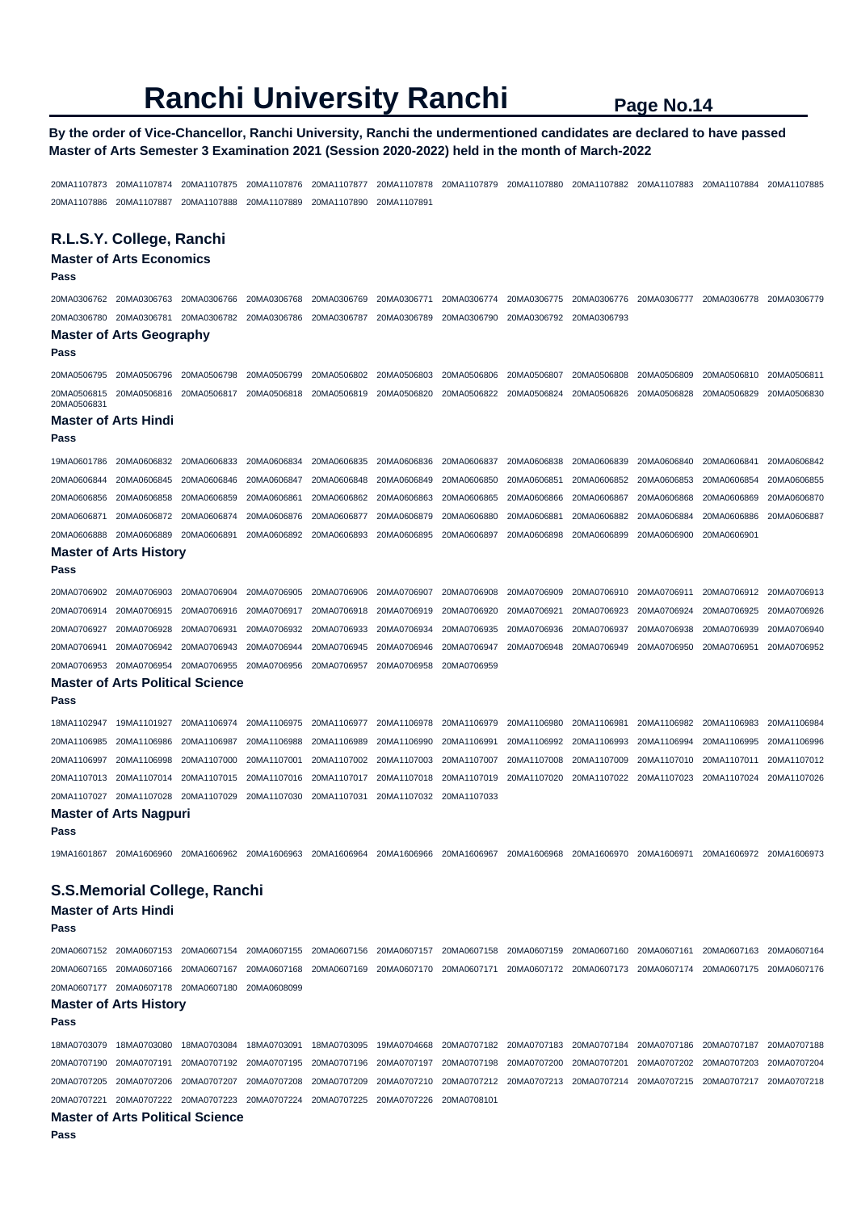# Ranchi University Ranchi

**By the order of Vice-Chancellor, Ranchi University, Ranchi the undermentioned candidates are declared to have passed Master of Arts Semester 3 Examination 2021 (Session 2020-2022) held in the month of March-2022**

20MA1107873 20MA1107874 20MA1107875 20MA1107876 20MA1107877 20MA1107878 20MA1107879 20MA1107880 20MA1107882 20MA1107883 20MA1107884 20MA1107885 20MA1107886 20MA1107887 20MA1107888 20MA1107889 20MA1107890 20MA1107891

## R.L.S.Y. College, Ranchi

### Master of Arts Economics

**Pass**

20MA0306762 20MA0306763 20MA0306766 20MA0306768 20MA0306769 20MA0306771 20MA0306774 20MA0306775 20MA0306776 20MA0306777 20MA0306778 20MA0306779 20MA0306780 20MA0306781 20MA0306782 20MA0306786 20MA0306787 20MA0306789 20MA0306790 20MA0306792 20MA0306793

### Master of Arts Geography

**Pass**

20MA0506795 20MA0506796 20MA0506798 20MA0506799 20MA0506802 20MA0506803 20MA0506806 20MA0506807 20MA0506808 20MA0506809 20MA0506810 20MA0506811 20MA0506815 20MA0506816 20MA0506817 20MA0506818 20MA0506819 20MA0506820 20MA0506822 20MA0506824 20MA0506826 20MA0506828 20MA0506829 20MA0506830 20MA0506831

### Master of Arts Hindi

**Pass**

19MA0601786 20MA0606832 20MA0606833 20MA0606834 20MA0606835 20MA0606836 20MA0606837 20MA0606838 20MA0606839 20MA0606840 20MA0606841 20MA0606842 20MA0606844 20MA0606845 20MA0606846 20MA0606847 20MA0606848 20MA0606849 20MA0606850 20MA0606851 20MA0606852 20MA0606853 20MA0606854 20MA0606855 20MA0606856 20MA0606858 20MA0606859 20MA0606861 20MA0606862 20MA0606863 20MA0606865 20MA0606866 20MA0606867 20MA0606868 20MA0606869 20MA0606870 20MA0606871 20MA0606872 20MA0606874 20MA0606876 20MA0606877 20MA0606879 20MA0606880 20MA0606881 20MA0606882 20MA0606884 20MA0606886 20MA0606887 20MA0606888 20MA0606889 20MA0606891 20MA0606892 20MA0606893 20MA0606895 20MA0606897 20MA0606898 20MA0606899 20MA0606900 20MA0606901

### Master of Arts History

**Pass**

20MA0706902 20MA0706903 20MA0706904 20MA0706905 20MA0706906 20MA0706907 20MA0706908 20MA0706909 20MA0706910 20MA0706911 20MA0706912 20MA0706913 20MA0706914 20MA0706915 20MA0706916 20MA0706917 20MA0706918 20MA0706919 20MA0706920 20MA0706921 20MA0706923 20MA0706924 20MA0706925 20MA0706926 20MA0706927 20MA0706928 20MA0706931 20MA0706932 20MA0706933 20MA0706934 20MA0706935 20MA0706936 20MA0706937 20MA0706938 20MA0706939 20MA0706940 20MA0706941 20MA0706942 20MA0706943 20MA0706944 20MA0706945 20MA0706946 20MA0706947 20MA0706948 20MA0706949 20MA0706950 20MA0706951 20MA0706952 20MA0706953 20MA0706954 20MA0706955 20MA0706956 20MA0706957 20MA0706958 20MA0706959

### Master of Arts Political Science

**Pass**

18MA1102947 19MA1101927 20MA1106974 20MA1106975 20MA1106977 20MA1106978 20MA1106979 20MA1106980 20MA1106981 20MA1106982 20MA1106983 20MA1106984 20MA1106985 20MA1106986 20MA1106987 20MA1106988 20MA1106989 20MA1106990 20MA1106991 20MA1106992 20MA1106993 20MA1106994 20MA1106995 20MA1106996 20MA1106997 20MA1106998 20MA1107000 20MA1107001 20MA1107002 20MA1107003 20MA1107007 20MA1107008 20MA1107009 20MA1107010 20MA1107011 20MA1107012 20MA1107013 20MA1107014 20MA1107015 20MA1107016 20MA1107017 20MA1107018 20MA1107019 20MA1107020 20MA1107022 20MA1107023 20MA1107024 20MA1107026 20MA1107027 20MA1107028 20MA1107029 20MA1107030 20MA1107031 20MA1107032 20MA1107033

### Master of Arts Nagpuri

**Pass**

19MA1601867 20MA1606960 20MA1606962 20MA1606963 20MA1606964 20MA1606966 20MA1606967 20MA1606968 20MA1606970 20MA1606971 20MA1606972 20MA1606973

## S.S.Memorial College, Ranchi

### Master of Arts Hindi

**Pass**

20MA0607152 20MA0607153 20MA0607154 20MA0607155 20MA0607156 20MA0607157 20MA0607158 20MA0607159 20MA0607160 20MA0607161 20MA0607163 20MA0607164 20MA0607165 20MA0607166 20MA0607167 20MA0607168 20MA0607169 20MA0607170 20MA0607171 20MA0607172 20MA0607173 20MA0607174 20MA0607175 20MA0607176 20MA0607177 20MA0607178 20MA0607180 20MA0608099

### Master of Arts History

**Pass**

18MA0703079 18MA0703080 18MA0703084 18MA0703091 18MA0703095 19MA0704668 20MA0707182 20MA0707183 20MA0707184 20MA0707186 20MA0707187 20MA0707188 20MA0707190 20MA0707191 20MA0707192 20MA0707195 20MA0707196 20MA0707197 20MA0707198 20MA0707200 20MA0707201 20MA0707202 20MA0707203 20MA0707204 20MA0707205 20MA0707206 20MA0707207 20MA0707208 20MA0707209 20MA0707210 20MA0707212 20MA0707213 20MA0707214 20MA0707215 20MA0707217 20MA0707218 20MA0707221 20MA0707222 20MA0707223 20MA0707224 20MA0707225 20MA0707226 20MA0708101

### Master of Arts Political Science

**Pass**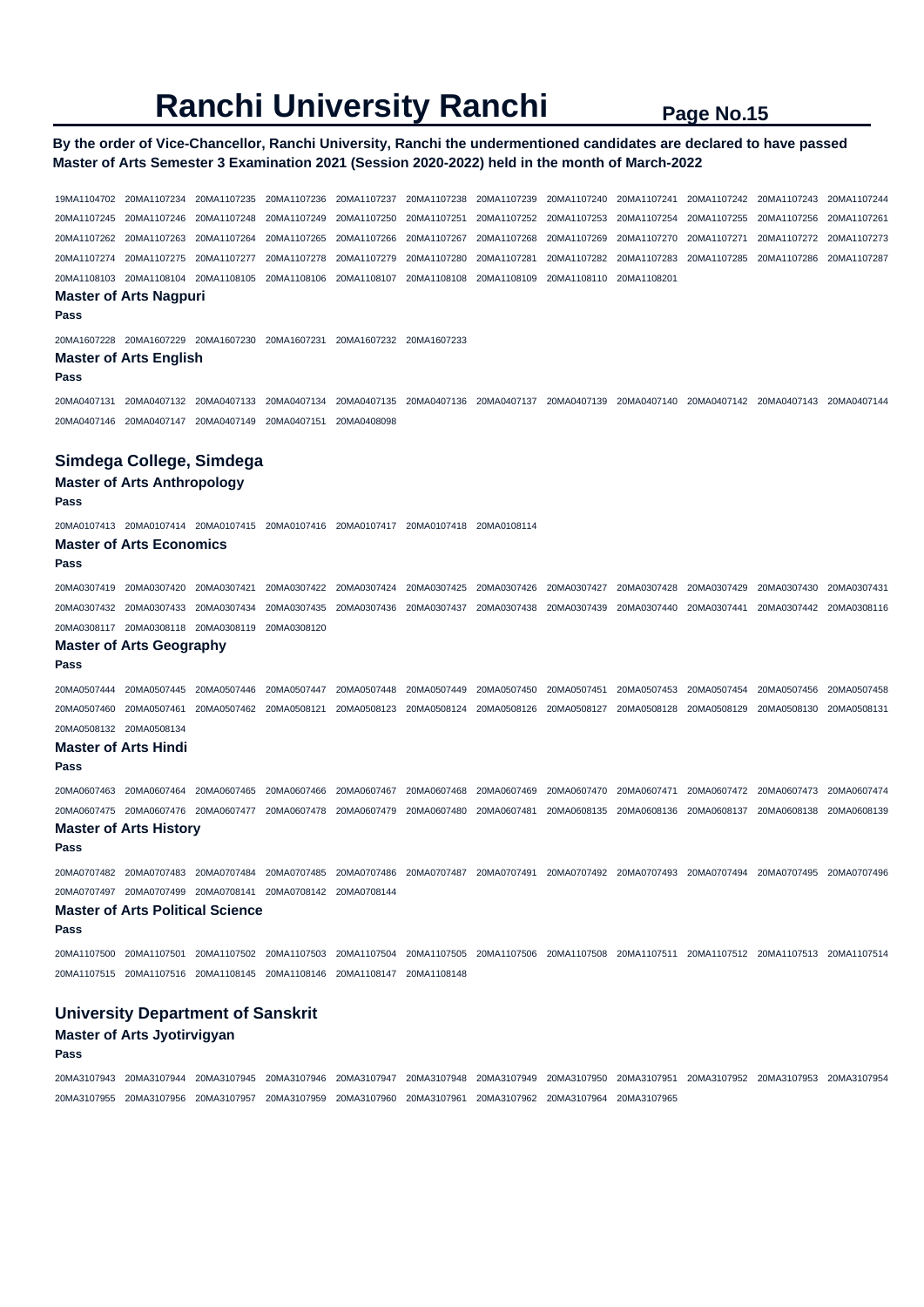# Ranchi University Ranchi

**By the order of Vice-Chancellor, Ranchi University, Ranchi the undermentioned candidates are declared to have passed Master of Arts Semester 3 Examination 2021 (Session 2020-2022) held in the month of March-2022**

19MA1104702 20MA1107234 20MA1107235 20MA1107236 20MA1107237 20MA1107238 20MA1107239 20MA1107240 20MA1107241 20MA1107242 20MA1107243 20MA1107244 20MA1107245 20MA1107246 20MA1107248 20MA1107249 20MA1107250 20MA1107251 20MA1107252 20MA1107253 20MA1107254 20MA1107255 20MA1107256 20MA1107261 20MA1107262 20MA1107263 20MA1107264 20MA1107265 20MA1107266 20MA1107267 20MA1107268 20MA1107269 20MA1107270 20MA1107271 20MA1107272 20MA1107273 20MA1107274 20MA1107275 20MA1107277 20MA1107278 20MA1107279 20MA1107280 20MA1107281 20MA1107282 20MA1107283 20MA1107285 20MA1107286 20MA1107287 20MA1108103 20MA1108104 20MA1108105 20MA1108106 20MA1108107 20MA1108108 20MA1108109 20MA1108110 20MA1108201

### Master of Arts Nagpuri

**Pass**

20MA1607228 20MA1607229 20MA1607230 20MA1607231 20MA1607232 20MA1607233

### Master of Arts English

**Pass**

20MA0407131 20MA0407132 20MA0407133 20MA0407134 20MA0407135 20MA0407136 20MA0407137 20MA0407139 20MA0407140 20MA0407142 20MA0407143 20MA0407144 20MA0407146 20MA0407147 20MA0407149 20MA0407151 20MA0408098

## Simdega College, Simdega

### Master of Arts Anthropology

**Pass**

20MA0107413 20MA0107414 20MA0107415 20MA0107416 20MA0107417 20MA0107418 20MA0108114

### Master of Arts Economics

**Pass**

20MA0307419 20MA0307420 20MA0307421 20MA0307422 20MA0307424 20MA0307425 20MA0307426 20MA0307427 20MA0307428 20MA0307429 20MA0307430 20MA0307431 20MA0307432 20MA0307433 20MA0307434 20MA0307435 20MA0307436 20MA0307437 20MA0307438 20MA0307439 20MA0307440 20MA0307441 20MA0307442 20MA0308116 20MA0308117 20MA0308118 20MA0308119 20MA0308120

### Master of Arts Geography

**Pass**

20MA0507444 20MA0507445 20MA0507446 20MA0507447 20MA0507448 20MA0507449 20MA0507450 20MA0507451 20MA0507453 20MA0507454 20MA0507456 20MA0507458 20MA0507460 20MA0507461 20MA0507462 20MA0508121 20MA0508123 20MA0508124 20MA0508126 20MA0508127 20MA0508128 20MA0508129 20MA0508130 20MA0508131 20MA0508132 20MA0508134

### Master of Arts Hindi

**Pass**

20MA0607463 20MA0607464 20MA0607465 20MA0607466 20MA0607467 20MA0607468 20MA0607469 20MA0607470 20MA0607471 20MA0607472 20MA0607473 20MA0607474 20MA0607475 20MA0607476 20MA0607477 20MA0607478 20MA0607479 20MA0607480 20MA0607481 20MA0608135 20MA0608136 20MA0608137 20MA0608138 20MA0608139

### Master of Arts History

**Pass**

20MA0707482 20MA0707483 20MA0707484 20MA0707485 20MA0707486 20MA0707487 20MA0707491 20MA0707492 20MA0707493 20MA0707494 20MA0707495 20MA0707496 20MA0707497 20MA0707499 20MA0708141 20MA0708142 20MA0708144

### Master of Arts Political Science

**Pass**

20MA1107500 20MA1107501 20MA1107502 20MA1107503 20MA1107504 20MA1107505 20MA1107506 20MA1107508 20MA1107511 20MA1107512 20MA1107513 20MA1107514 20MA1107515 20MA1107516 20MA1108145 20MA1108146 20MA1108147 20MA1108148

## University Department of Sanskrit

### Master of Arts Jyotirvigyan

**Pass**

20MA3107943 20MA3107944 20MA3107945 20MA3107946 20MA3107947 20MA3107948 20MA3107949 20MA3107950 20MA3107951 20MA3107952 20MA3107953 20MA3107954 20MA3107955 20MA3107956 20MA3107957 20MA3107959 20MA3107960 20MA3107961 20MA3107962 20MA3107964 20MA3107965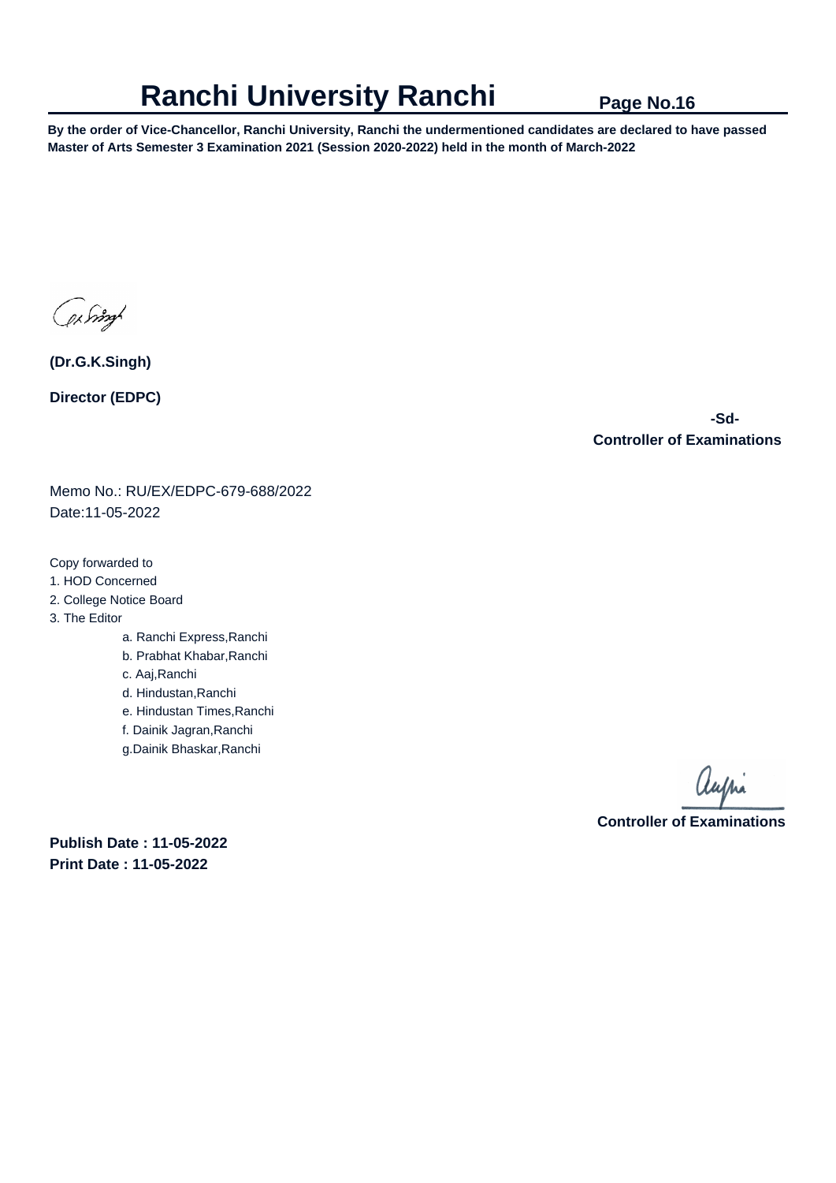# Ranchi University Ranchi

**Page No.16**

**By the order of Vice-Chancellor, Ranchi University, Ranchi the undermentioned candidates are declared to have passed Master of Arts Semester 3 Examination 2021 (Session 2020-2022) held in the month of March-2022**

**(Dr.G.K.Singh)**

**Director (EDPC)**

**-Sd-**

**Controller of Examinations**

Memo No.: RU/EX/EDPC-679-688/2022

Date:11-05-2022

Copy forwarded to

1. HOD Concerned
2. College Notice Board
3. The Editor
    - a. Ranchi Express,Ranchi
    - b. Prabhat Khabar,Ranchi
    - c. Aaj,Ranchi
    - d. Hindustan,Ranchi
    - e. Hindustan Times,Ranchi
    - f. Dainik Jagran,Ranchi
    - g.Dainik Bhaskar,Ranchi

**Controller of Examinations**

**Publish Date : 11-05-2022**

**Print Date : 11-05-2022**